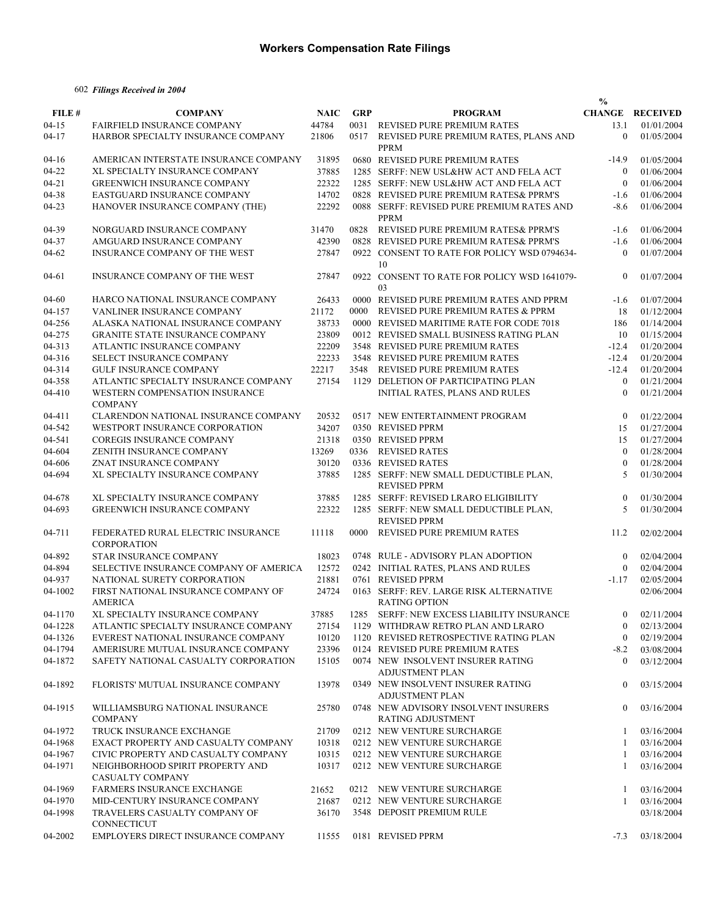# Workers Compensation Rate Filings

602 *Filings Received in 2004*

| FILE # | COMPANY | NAIC | GRP | PROGRAM | % CHANGE | RECEIVED |
|---|---|---|---|---|---|---|
| 04-15 | FAIRFIELD INSURANCE COMPANY | 44784 | 0031 | REVISED PURE PREMIUM RATES | 13.1 | 01/01/2004 |
| 04-17 | HARBOR SPECIALTY INSURANCE COMPANY | 21806 | 0517 | REVISED PURE PREMIUM RATES, PLANS AND PPRM | 0 | 01/05/2004 |
| 04-16 | AMERICAN INTERSTATE INSURANCE COMPANY | 31895 | 0680 | REVISED PURE PREMIUM RATES | -14.9 | 01/05/2004 |
| 04-22 | XL SPECIALTY INSURANCE COMPANY | 37885 | 1285 | SERFF: NEW USL&HW ACT AND FELA ACT | 0 | 01/06/2004 |
| 04-21 | GREENWICH INSURANCE COMPANY | 22322 | 1285 | SERFF: NEW USL&HW ACT AND FELA ACT | 0 | 01/06/2004 |
| 04-38 | EASTGUARD INSURANCE COMPANY | 14702 | 0828 | REVISED PURE PREMIUM RATES& PPRM'S | -1.6 | 01/06/2004 |
| 04-23 | HANOVER INSURANCE COMPANY (THE) | 22292 | 0088 | SERFF: REVISED PURE PREMIUM RATES AND PPRM | -8.6 | 01/06/2004 |
| 04-39 | NORGUARD INSURANCE COMPANY | 31470 | 0828 | REVISED PURE PREMIUM RATES& PPRM'S | -1.6 | 01/06/2004 |
| 04-37 | AMGUARD INSURANCE COMPANY | 42390 | 0828 | REVISED PURE PREMIUM RATES& PPRM'S | -1.6 | 01/06/2004 |
| 04-62 | INSURANCE COMPANY OF THE WEST | 27847 | 0922 | CONSENT TO RATE FOR POLICY WSD 0794634-10 | 0 | 01/07/2004 |
| 04-61 | INSURANCE COMPANY OF THE WEST | 27847 | 0922 | CONSENT TO RATE FOR POLICY WSD 1641079-03 | 0 | 01/07/2004 |
| 04-60 | HARCO NATIONAL INSURANCE COMPANY | 26433 | 0000 | REVISED PURE PREMIUM RATES AND PPRM | -1.6 | 01/07/2004 |
| 04-157 | VANLINER INSURANCE COMPANY | 21172 | 0000 | REVISED PURE PREMIUM RATES & PPRM | 18 | 01/12/2004 |
| 04-256 | ALASKA NATIONAL INSURANCE COMPANY | 38733 | 0000 | REVISED MARITIME RATE FOR CODE 7018 | 186 | 01/14/2004 |
| 04-275 | GRANITE STATE INSURANCE COMPANY | 23809 | 0012 | REVISED SMALL BUSINESS RATING PLAN | 10 | 01/15/2004 |
| 04-313 | ATLANTIC INSURANCE COMPANY | 22209 | 3548 | REVISED PURE PREMIUM RATES | -12.4 | 01/20/2004 |
| 04-316 | SELECT INSURANCE COMPANY | 22233 | 3548 | REVISED PURE PREMIUM RATES | -12.4 | 01/20/2004 |
| 04-314 | GULF INSURANCE COMPANY | 22217 | 3548 | REVISED PURE PREMIUM RATES | -12.4 | 01/20/2004 |
| 04-358 | ATLANTIC SPECIALTY INSURANCE COMPANY | 27154 | 1129 | DELETION OF PARTICIPATING PLAN | 0 | 01/21/2004 |
| 04-410 | WESTERN COMPENSATION INSURANCE COMPANY | | | INITIAL RATES, PLANS AND RULES | 0 | 01/21/2004 |
| 04-411 | CLARENDON NATIONAL INSURANCE COMPANY | 20532 | 0517 | NEW ENTERTAINMENT PROGRAM | 0 | 01/22/2004 |
| 04-542 | WESTPORT INSURANCE CORPORATION | 34207 | 0350 | REVISED PPRM | 15 | 01/27/2004 |
| 04-541 | COREGIS INSURANCE COMPANY | 21318 | 0350 | REVISED PPRM | 15 | 01/27/2004 |
| 04-604 | ZENITH INSURANCE COMPANY | 13269 | 0336 | REVISED RATES | 0 | 01/28/2004 |
| 04-606 | ZNAT INSURANCE COMPANY | 30120 | 0336 | REVISED RATES | 0 | 01/28/2004 |
| 04-694 | XL SPECIALTY INSURANCE COMPANY | 37885 | 1285 | SERFF: NEW SMALL DEDUCTIBLE PLAN, REVISED PPRM | 5 | 01/30/2004 |
| 04-678 | XL SPECIALTY INSURANCE COMPANY | 37885 | 1285 | SERFF: REVISED LRARO ELIGIBILITY | 0 | 01/30/2004 |
| 04-693 | GREENWICH INSURANCE COMPANY | 22322 | 1285 | SERFF: NEW SMALL DEDUCTIBLE PLAN, REVISED PPRM | 5 | 01/30/2004 |
| 04-711 | FEDERATED RURAL ELECTRIC INSURANCE CORPORATION | 11118 | 0000 | REVISED PURE PREMIUM RATES | 11.2 | 02/02/2004 |
| 04-892 | STAR INSURANCE COMPANY | 18023 | 0748 | RULE - ADVISORY PLAN ADOPTION | 0 | 02/04/2004 |
| 04-894 | SELECTIVE INSURANCE COMPANY OF AMERICA | 12572 | 0242 | INITIAL RATES, PLANS AND RULES | 0 | 02/04/2004 |
| 04-937 | NATIONAL SURETY CORPORATION | 21881 | 0761 | REVISED PPRM | -1.17 | 02/05/2004 |
| 04-1002 | FIRST NATIONAL INSURANCE COMPANY OF AMERICA | 24724 | 0163 | SERFF: REV. LARGE RISK ALTERNATIVE RATING OPTION | | 02/06/2004 |
| 04-1170 | XL SPECIALTY INSURANCE COMPANY | 37885 | 1285 | SERFF: NEW EXCESS LIABILITY INSURANCE | 0 | 02/11/2004 |
| 04-1228 | ATLANTIC SPECIALTY INSURANCE COMPANY | 27154 | 1129 | WITHDRAW RETRO PLAN AND LRARO | 0 | 02/13/2004 |
| 04-1326 | EVEREST NATIONAL INSURANCE COMPANY | 10120 | 1120 | REVISED RETROSPECTIVE RATING PLAN | 0 | 02/19/2004 |
| 04-1794 | AMERISURE MUTUAL INSURANCE COMPANY | 23396 | 0124 | REVISED PURE PREMIUM RATES | -8.2 | 03/08/2004 |
| 04-1872 | SAFETY NATIONAL CASUALTY CORPORATION | 15105 | 0074 | NEW INSOLVENT INSURER RATING ADJUSTMENT PLAN | 0 | 03/12/2004 |
| 04-1892 | FLORISTS' MUTUAL INSURANCE COMPANY | 13978 | 0349 | NEW INSOLVENT INSURER RATING ADJUSTMENT PLAN | 0 | 03/15/2004 |
| 04-1915 | WILLIAMSBURG NATIONAL INSURANCE COMPANY | 25780 | 0748 | NEW ADVISORY INSOLVENT INSURERS RATING ADJUSTMENT | 0 | 03/16/2004 |
| 04-1972 | TRUCK INSURANCE EXCHANGE | 21709 | 0212 | NEW VENTURE SURCHARGE | 1 | 03/16/2004 |
| 04-1968 | EXACT PROPERTY AND CASUALTY COMPANY | 10318 | 0212 | NEW VENTURE SURCHARGE | 1 | 03/16/2004 |
| 04-1967 | CIVIC PROPERTY AND CASUALTY COMPANY | 10315 | 0212 | NEW VENTURE SURCHARGE | 1 | 03/16/2004 |
| 04-1971 | NEIGHBORHOOD SPIRIT PROPERTY AND CASUALTY COMPANY | 10317 | 0212 | NEW VENTURE SURCHARGE | 1 | 03/16/2004 |
| 04-1969 | FARMERS INSURANCE EXCHANGE | 21652 | 0212 | NEW VENTURE SURCHARGE | 1 | 03/16/2004 |
| 04-1970 | MID-CENTURY INSURANCE COMPANY | 21687 | 0212 | NEW VENTURE SURCHARGE | 1 | 03/16/2004 |
| 04-1998 | TRAVELERS CASUALTY COMPANY OF CONNECTICUT | 36170 | 3548 | DEPOSIT PREMIUM RULE | | 03/18/2004 |
| 04-2002 | EMPLOYERS DIRECT INSURANCE COMPANY | 11555 | 0181 | REVISED PPRM | -7.3 | 03/18/2004 |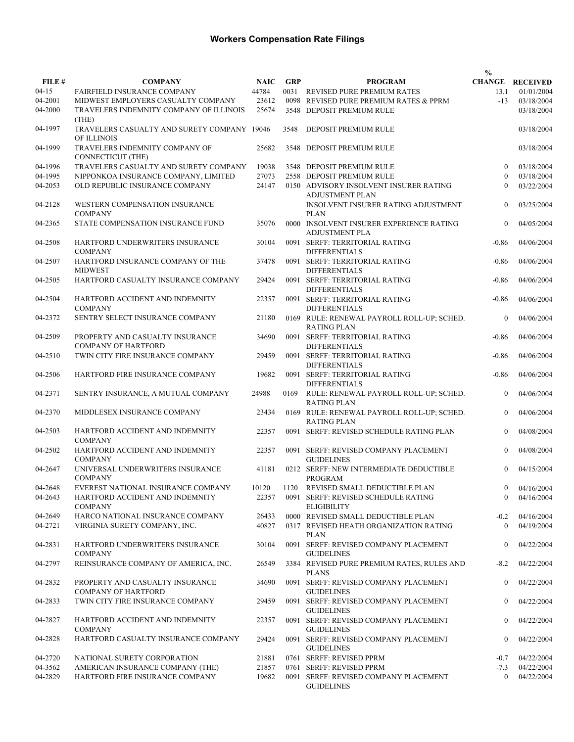# Workers Compensation Rate Filings

| FILE # | COMPANY | NAIC | GRP | PROGRAM | % CHANGE | RECEIVED |
|---|---|---|---|---|---|---|
| 04-15 | FAIRFIELD INSURANCE COMPANY | 44784 | 0031 | REVISED PURE PREMIUM RATES | 13.1 | 01/01/2004 |
| 04-2001 | MIDWEST EMPLOYERS CASUALTY COMPANY | 23612 | 0098 | REVISED PURE PREMIUM RATES & PPRM | -13 | 03/18/2004 |
| 04-2000 | TRAVELERS INDEMNITY COMPANY OF ILLINOIS (THE) | 25674 | 3548 | DEPOSIT PREMIUM RULE | | 03/18/2004 |
| 04-1997 | TRAVELERS CASUALTY AND SURETY COMPANY OF ILLINOIS | 19046 | 3548 | DEPOSIT PREMIUM RULE | | 03/18/2004 |
| 04-1999 | TRAVELERS INDEMNITY COMPANY OF CONNECTICUT (THE) | 25682 | 3548 | DEPOSIT PREMIUM RULE | | 03/18/2004 |
| 04-1996 | TRAVELERS CASUALTY AND SURETY COMPANY | 19038 | 3548 | DEPOSIT PREMIUM RULE | 0 | 03/18/2004 |
| 04-1995 | NIPPONKOA INSURANCE COMPANY, LIMITED | 27073 | 2558 | DEPOSIT PREMIUM RULE | 0 | 03/18/2004 |
| 04-2053 | OLD REPUBLIC INSURANCE COMPANY | 24147 | 0150 | ADVISORY INSOLVENT INSURER RATING ADJUSTMENT PLAN | 0 | 03/22/2004 |
| 04-2128 | WESTERN COMPENSATION INSURANCE COMPANY | | | INSOLVENT INSURER RATING ADJUSTMENT PLAN | 0 | 03/25/2004 |
| 04-2365 | STATE COMPENSATION INSURANCE FUND | 35076 | 0000 | INSOLVENT INSURER EXPERIENCE RATING ADJUSTMENT PLA | 0 | 04/05/2004 |
| 04-2508 | HARTFORD UNDERWRITERS INSURANCE COMPANY | 30104 | 0091 | SERFF: TERRITORIAL RATING DIFFERENTIALS | -0.86 | 04/06/2004 |
| 04-2507 | HARTFORD INSURANCE COMPANY OF THE MIDWEST | 37478 | 0091 | SERFF: TERRITORIAL RATING DIFFERENTIALS | -0.86 | 04/06/2004 |
| 04-2505 | HARTFORD CASUALTY INSURANCE COMPANY | 29424 | 0091 | SERFF: TERRITORIAL RATING DIFFERENTIALS | -0.86 | 04/06/2004 |
| 04-2504 | HARTFORD ACCIDENT AND INDEMNITY COMPANY | 22357 | 0091 | SERFF: TERRITORIAL RATING DIFFERENTIALS | -0.86 | 04/06/2004 |
| 04-2372 | SENTRY SELECT INSURANCE COMPANY | 21180 | 0169 | RULE: RENEWAL PAYROLL ROLL-UP; SCHED. RATING PLAN | 0 | 04/06/2004 |
| 04-2509 | PROPERTY AND CASUALTY INSURANCE COMPANY OF HARTFORD | 34690 | 0091 | SERFF: TERRITORIAL RATING DIFFERENTIALS | -0.86 | 04/06/2004 |
| 04-2510 | TWIN CITY FIRE INSURANCE COMPANY | 29459 | 0091 | SERFF: TERRITORIAL RATING DIFFERENTIALS | -0.86 | 04/06/2004 |
| 04-2506 | HARTFORD FIRE INSURANCE COMPANY | 19682 | 0091 | SERFF: TERRITORIAL RATING DIFFERENTIALS | -0.86 | 04/06/2004 |
| 04-2371 | SENTRY INSURANCE, A MUTUAL COMPANY | 24988 | 0169 | RULE: RENEWAL PAYROLL ROLL-UP; SCHED. RATING PLAN | 0 | 04/06/2004 |
| 04-2370 | MIDDLESEX INSURANCE COMPANY | 23434 | 0169 | RULE: RENEWAL PAYROLL ROLL-UP; SCHED. RATING PLAN | 0 | 04/06/2004 |
| 04-2503 | HARTFORD ACCIDENT AND INDEMNITY COMPANY | 22357 | 0091 | SERFF: REVISED SCHEDULE RATING PLAN | 0 | 04/08/2004 |
| 04-2502 | HARTFORD ACCIDENT AND INDEMNITY COMPANY | 22357 | 0091 | SERFF: REVISED COMPANY PLACEMENT GUIDELINES | 0 | 04/08/2004 |
| 04-2647 | UNIVERSAL UNDERWRITERS INSURANCE COMPANY | 41181 | 0212 | SERFF: NEW INTERMEDIATE DEDUCTIBLE PROGRAM | 0 | 04/15/2004 |
| 04-2648 | EVEREST NATIONAL INSURANCE COMPANY | 10120 | 1120 | REVISED SMALL DEDUCTIBLE PLAN | 0 | 04/16/2004 |
| 04-2643 | HARTFORD ACCIDENT AND INDEMNITY COMPANY | 22357 | 0091 | SERFF: REVISED SCHEDULE RATING ELIGIBILITY | 0 | 04/16/2004 |
| 04-2649 | HARCO NATIONAL INSURANCE COMPANY | 26433 | 0000 | REVISED SMALL DEDUCTIBLE PLAN | -0.2 | 04/16/2004 |
| 04-2721 | VIRGINIA SURETY COMPANY, INC. | 40827 | 0317 | REVISED HEATH ORGANIZATION RATING PLAN | 0 | 04/19/2004 |
| 04-2831 | HARTFORD UNDERWRITERS INSURANCE COMPANY | 30104 | 0091 | SERFF: REVISED COMPANY PLACEMENT GUIDELINES | 0 | 04/22/2004 |
| 04-2797 | REINSURANCE COMPANY OF AMERICA, INC. | 26549 | 3384 | REVISED PURE PREMIUM RATES, RULES AND PLANS | -8.2 | 04/22/2004 |
| 04-2832 | PROPERTY AND CASUALTY INSURANCE COMPANY OF HARTFORD | 34690 | 0091 | SERFF: REVISED COMPANY PLACEMENT GUIDELINES | 0 | 04/22/2004 |
| 04-2833 | TWIN CITY FIRE INSURANCE COMPANY | 29459 | 0091 | SERFF: REVISED COMPANY PLACEMENT GUIDELINES | 0 | 04/22/2004 |
| 04-2827 | HARTFORD ACCIDENT AND INDEMNITY COMPANY | 22357 | 0091 | SERFF: REVISED COMPANY PLACEMENT GUIDELINES | 0 | 04/22/2004 |
| 04-2828 | HARTFORD CASUALTY INSURANCE COMPANY | 29424 | 0091 | SERFF: REVISED COMPANY PLACEMENT GUIDELINES | 0 | 04/22/2004 |
| 04-2720 | NATIONAL SURETY CORPORATION | 21881 | 0761 | SERFF: REVISED PPRM | -0.7 | 04/22/2004 |
| 04-3562 | AMERICAN INSURANCE COMPANY (THE) | 21857 | 0761 | SERFF: REVISED PPRM | -7.3 | 04/22/2004 |
| 04-2829 | HARTFORD FIRE INSURANCE COMPANY | 19682 | 0091 | SERFF: REVISED COMPANY PLACEMENT GUIDELINES | 0 | 04/22/2004 |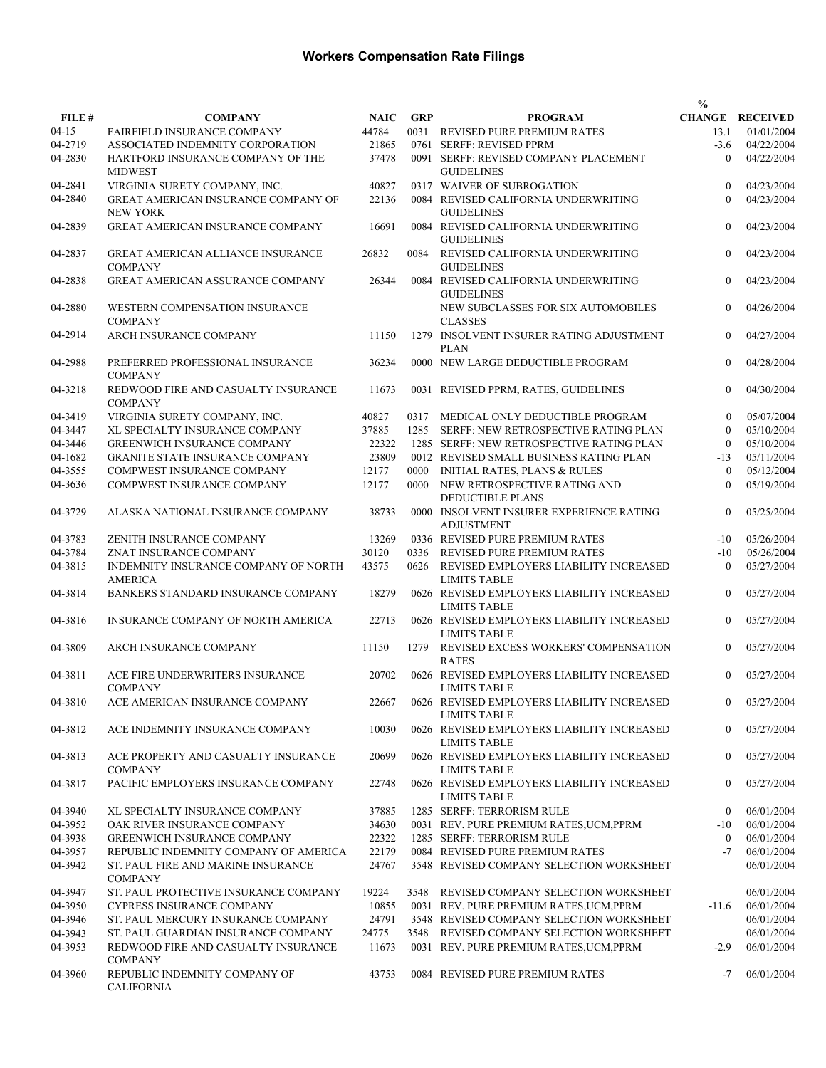# Workers Compensation Rate Filings

| FILE # | COMPANY | NAIC | GRP | PROGRAM | % CHANGE | RECEIVED |
|---|---|---|---|---|---|---|
| 04-15 | FAIRFIELD INSURANCE COMPANY | 44784 | 0031 | REVISED PURE PREMIUM RATES | 13.1 | 01/01/2004 |
| 04-2719 | ASSOCIATED INDEMNITY CORPORATION | 21865 | 0761 | SERFF: REVISED PPRM | -3.6 | 04/22/2004 |
| 04-2830 | HARTFORD INSURANCE COMPANY OF THE MIDWEST | 37478 | 0091 | SERFF: REVISED COMPANY PLACEMENT GUIDELINES | 0 | 04/22/2004 |
| 04-2841 | VIRGINIA SURETY COMPANY, INC. | 40827 | 0317 | WAIVER OF SUBROGATION | 0 | 04/23/2004 |
| 04-2840 | GREAT AMERICAN INSURANCE COMPANY OF NEW YORK | 22136 | 0084 | REVISED CALIFORNIA UNDERWRITING GUIDELINES | 0 | 04/23/2004 |
| 04-2839 | GREAT AMERICAN INSURANCE COMPANY | 16691 | 0084 | REVISED CALIFORNIA UNDERWRITING GUIDELINES | 0 | 04/23/2004 |
| 04-2837 | GREAT AMERICAN ALLIANCE INSURANCE COMPANY | 26832 | 0084 | REVISED CALIFORNIA UNDERWRITING GUIDELINES | 0 | 04/23/2004 |
| 04-2838 | GREAT AMERICAN ASSURANCE COMPANY | 26344 | 0084 | REVISED CALIFORNIA UNDERWRITING GUIDELINES | 0 | 04/23/2004 |
| 04-2880 | WESTERN COMPENSATION INSURANCE COMPANY | | | NEW SUBCLASSES FOR SIX AUTOMOBILES CLASSES | 0 | 04/26/2004 |
| 04-2914 | ARCH INSURANCE COMPANY | 11150 | 1279 | INSOLVENT INSURER RATING ADJUSTMENT PLAN | 0 | 04/27/2004 |
| 04-2988 | PREFERRED PROFESSIONAL INSURANCE COMPANY | 36234 | 0000 | NEW LARGE DEDUCTIBLE PROGRAM | 0 | 04/28/2004 |
| 04-3218 | REDWOOD FIRE AND CASUALTY INSURANCE COMPANY | 11673 | 0031 | REVISED PPRM, RATES, GUIDELINES | 0 | 04/30/2004 |
| 04-3419 | VIRGINIA SURETY COMPANY, INC. | 40827 | 0317 | MEDICAL ONLY DEDUCTIBLE PROGRAM | 0 | 05/07/2004 |
| 04-3447 | XL SPECIALTY INSURANCE COMPANY | 37885 | 1285 | SERFF: NEW RETROSPECTIVE RATING PLAN | 0 | 05/10/2004 |
| 04-3446 | GREENWICH INSURANCE COMPANY | 22322 | 1285 | SERFF: NEW RETROSPECTIVE RATING PLAN | 0 | 05/10/2004 |
| 04-1682 | GRANITE STATE INSURANCE COMPANY | 23809 | 0012 | REVISED SMALL BUSINESS RATING PLAN | -13 | 05/11/2004 |
| 04-3555 | COMPWEST INSURANCE COMPANY | 12177 | 0000 | INITIAL RATES, PLANS & RULES | 0 | 05/12/2004 |
| 04-3636 | COMPWEST INSURANCE COMPANY | 12177 | 0000 | NEW RETROSPECTIVE RATING AND DEDUCTIBLE PLANS | 0 | 05/19/2004 |
| 04-3729 | ALASKA NATIONAL INSURANCE COMPANY | 38733 | 0000 | INSOLVENT INSURER EXPERIENCE RATING ADJUSTMENT | 0 | 05/25/2004 |
| 04-3783 | ZENITH INSURANCE COMPANY | 13269 | 0336 | REVISED PURE PREMIUM RATES | -10 | 05/26/2004 |
| 04-3784 | ZNAT INSURANCE COMPANY | 30120 | 0336 | REVISED PURE PREMIUM RATES | -10 | 05/26/2004 |
| 04-3815 | INDEMNITY INSURANCE COMPANY OF NORTH AMERICA | 43575 | 0626 | REVISED EMPLOYERS LIABILITY INCREASED LIMITS TABLE | 0 | 05/27/2004 |
| 04-3814 | BANKERS STANDARD INSURANCE COMPANY | 18279 | 0626 | REVISED EMPLOYERS LIABILITY INCREASED LIMITS TABLE | 0 | 05/27/2004 |
| 04-3816 | INSURANCE COMPANY OF NORTH AMERICA | 22713 | 0626 | REVISED EMPLOYERS LIABILITY INCREASED LIMITS TABLE | 0 | 05/27/2004 |
| 04-3809 | ARCH INSURANCE COMPANY | 11150 | 1279 | REVISED EXCESS WORKERS' COMPENSATION RATES | 0 | 05/27/2004 |
| 04-3811 | ACE FIRE UNDERWRITERS INSURANCE COMPANY | 20702 | 0626 | REVISED EMPLOYERS LIABILITY INCREASED LIMITS TABLE | 0 | 05/27/2004 |
| 04-3810 | ACE AMERICAN INSURANCE COMPANY | 22667 | 0626 | REVISED EMPLOYERS LIABILITY INCREASED LIMITS TABLE | 0 | 05/27/2004 |
| 04-3812 | ACE INDEMNITY INSURANCE COMPANY | 10030 | 0626 | REVISED EMPLOYERS LIABILITY INCREASED LIMITS TABLE | 0 | 05/27/2004 |
| 04-3813 | ACE PROPERTY AND CASUALTY INSURANCE COMPANY | 20699 | 0626 | REVISED EMPLOYERS LIABILITY INCREASED LIMITS TABLE | 0 | 05/27/2004 |
| 04-3817 | PACIFIC EMPLOYERS INSURANCE COMPANY | 22748 | 0626 | REVISED EMPLOYERS LIABILITY INCREASED LIMITS TABLE | 0 | 05/27/2004 |
| 04-3940 | XL SPECIALTY INSURANCE COMPANY | 37885 | 1285 | SERFF: TERRORISM RULE | 0 | 06/01/2004 |
| 04-3952 | OAK RIVER INSURANCE COMPANY | 34630 | 0031 | REV. PURE PREMIUM RATES,UCM,PPRM | -10 | 06/01/2004 |
| 04-3938 | GREENWICH INSURANCE COMPANY | 22322 | 1285 | SERFF: TERRORISM RULE | 0 | 06/01/2004 |
| 04-3957 | REPUBLIC INDEMNITY COMPANY OF AMERICA | 22179 | 0084 | REVISED PURE PREMIUM RATES | -7 | 06/01/2004 |
| 04-3942 | ST. PAUL FIRE AND MARINE INSURANCE COMPANY | 24767 | 3548 | REVISED COMPANY SELECTION WORKSHEET | | 06/01/2004 |
| 04-3947 | ST. PAUL PROTECTIVE INSURANCE COMPANY | 19224 | 3548 | REVISED COMPANY SELECTION WORKSHEET | | 06/01/2004 |
| 04-3950 | CYPRESS INSURANCE COMPANY | 10855 | 0031 | REV. PURE PREMIUM RATES,UCM,PPRM | -11.6 | 06/01/2004 |
| 04-3946 | ST. PAUL MERCURY INSURANCE COMPANY | 24791 | 3548 | REVISED COMPANY SELECTION WORKSHEET | | 06/01/2004 |
| 04-3943 | ST. PAUL GUARDIAN INSURANCE COMPANY | 24775 | 3548 | REVISED COMPANY SELECTION WORKSHEET | | 06/01/2004 |
| 04-3953 | REDWOOD FIRE AND CASUALTY INSURANCE COMPANY | 11673 | 0031 | REV. PURE PREMIUM RATES,UCM,PPRM | -2.9 | 06/01/2004 |
| 04-3960 | REPUBLIC INDEMNITY COMPANY OF CALIFORNIA | 43753 | 0084 | REVISED PURE PREMIUM RATES | -7 | 06/01/2004 |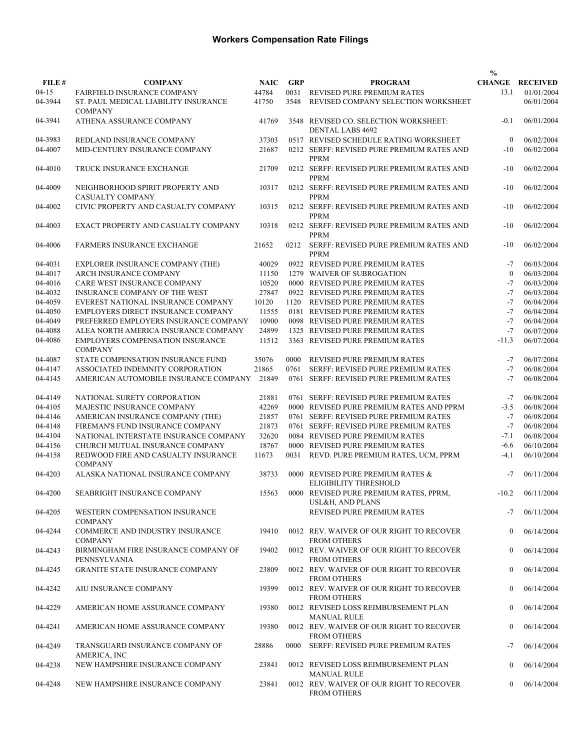# Workers Compensation Rate Filings

| FILE # | COMPANY | NAIC | GRP | PROGRAM | % CHANGE | RECEIVED |
|---|---|---|---|---|---|---|
| 04-15 | FAIRFIELD INSURANCE COMPANY | 44784 | 0031 | REVISED PURE PREMIUM RATES | 13.1 | 01/01/2004 |
| 04-3944 | ST. PAUL MEDICAL LIABILITY INSURANCE COMPANY | 41750 | 3548 | REVISED COMPANY SELECTION WORKSHEET | | 06/01/2004 |
| 04-3941 | ATHENA ASSURANCE COMPANY | 41769 | 3548 | REVISED CO. SELECTION WORKSHEET: DENTAL LABS 4692 | -0.1 | 06/01/2004 |
| 04-3983 | REDLAND INSURANCE COMPANY | 37303 | 0517 | REVISED SCHEDULE RATING WORKSHEET | 0 | 06/02/2004 |
| 04-4007 | MID-CENTURY INSURANCE COMPANY | 21687 | 0212 | SERFF: REVISED PURE PREMIUM RATES AND PPRM | -10 | 06/02/2004 |
| 04-4010 | TRUCK INSURANCE EXCHANGE | 21709 | 0212 | SERFF: REVISED PURE PREMIUM RATES AND PPRM | -10 | 06/02/2004 |
| 04-4009 | NEIGHBORHOOD SPIRIT PROPERTY AND CASUALTY COMPANY | 10317 | 0212 | SERFF: REVISED PURE PREMIUM RATES AND PPRM | -10 | 06/02/2004 |
| 04-4002 | CIVIC PROPERTY AND CASUALTY COMPANY | 10315 | 0212 | SERFF: REVISED PURE PREMIUM RATES AND PPRM | -10 | 06/02/2004 |
| 04-4003 | EXACT PROPERTY AND CASUALTY COMPANY | 10318 | 0212 | SERFF: REVISED PURE PREMIUM RATES AND PPRM | -10 | 06/02/2004 |
| 04-4006 | FARMERS INSURANCE EXCHANGE | 21652 | 0212 | SERFF: REVISED PURE PREMIUM RATES AND PPRM | -10 | 06/02/2004 |
| 04-4031 | EXPLORER INSURANCE COMPANY (THE) | 40029 | 0922 | REVISED PURE PREMIUM RATES | -7 | 06/03/2004 |
| 04-4017 | ARCH INSURANCE COMPANY | 11150 | 1279 | WAIVER OF SUBROGATION | 0 | 06/03/2004 |
| 04-4016 | CARE WEST INSURANCE COMPANY | 10520 | 0000 | REVISED PURE PREMIUM RATES | -7 | 06/03/2004 |
| 04-4032 | INSURANCE COMPANY OF THE WEST | 27847 | 0922 | REVISED PURE PREMIUM RATES | -7 | 06/03/2004 |
| 04-4059 | EVEREST NATIONAL INSURANCE COMPANY | 10120 | 1120 | REVISED PURE PREMIUM RATES | -7 | 06/04/2004 |
| 04-4050 | EMPLOYERS DIRECT INSURANCE COMPANY | 11555 | 0181 | REVISED PURE PREMIUM RATES | -7 | 06/04/2004 |
| 04-4049 | PREFERRED EMPLOYERS INSURANCE COMPANY | 10900 | 0098 | REVISED PURE PREMIUM RATES | -7 | 06/04/2004 |
| 04-4088 | ALEA NORTH AMERICA INSURANCE COMPANY | 24899 | 1325 | REVISED PURE PREMIUM RATES | -7 | 06/07/2004 |
| 04-4086 | EMPLOYERS COMPENSATION INSURANCE COMPANY | 11512 | 3363 | REVISED PURE PREMIUM RATES | -11.3 | 06/07/2004 |
| 04-4087 | STATE COMPENSATION INSURANCE FUND | 35076 | 0000 | REVISED PURE PREMIUM RATES | -7 | 06/07/2004 |
| 04-4147 | ASSOCIATED INDEMNITY CORPORATION | 21865 | 0761 | SERFF: REVISED PURE PREMIUM RATES | -7 | 06/08/2004 |
| 04-4145 | AMERICAN AUTOMOBILE INSURANCE COMPANY | 21849 | 0761 | SERFF: REVISED PURE PREMIUM RATES | -7 | 06/08/2004 |
| 04-4149 | NATIONAL SURETY CORPORATION | 21881 | 0761 | SERFF: REVISED PURE PREMIUM RATES | -7 | 06/08/2004 |
| 04-4105 | MAJESTIC INSURANCE COMPANY | 42269 | 0000 | REVISED PURE PREMIUM RATES AND PPRM | -3.5 | 06/08/2004 |
| 04-4146 | AMERICAN INSURANCE COMPANY (THE) | 21857 | 0761 | SERFF: REVISED PURE PREMIUM RATES | -7 | 06/08/2004 |
| 04-4148 | FIREMAN'S FUND INSURANCE COMPANY | 21873 | 0761 | SERFF: REVISED PURE PREMIUM RATES | -7 | 06/08/2004 |
| 04-4104 | NATIONAL INTERSTATE INSURANCE COMPANY | 32620 | 0084 | REVISED PURE PREMIUM RATES | -7.1 | 06/08/2004 |
| 04-4156 | CHURCH MUTUAL INSURANCE COMPANY | 18767 | 0000 | REVISED PURE PREMIUM RATES | -6.6 | 06/10/2004 |
| 04-4158 | REDWOOD FIRE AND CASUALTY INSURANCE COMPANY | 11673 | 0031 | REVD. PURE PREMIUM RATES, UCM, PPRM | -4.1 | 06/10/2004 |
| 04-4203 | ALASKA NATIONAL INSURANCE COMPANY | 38733 | 0000 | REVISED PURE PREMIUM RATES & ELIGIBILITY THRESHOLD | -7 | 06/11/2004 |
| 04-4200 | SEABRIGHT INSURANCE COMPANY | 15563 | 0000 | REVISED PURE PREMIUM RATES, PPRM, USL&H, AND PLANS | -10.2 | 06/11/2004 |
| 04-4205 | WESTERN COMPENSATION INSURANCE COMPANY | | | REVISED PURE PREMIUM RATES | -7 | 06/11/2004 |
| 04-4244 | COMMERCE AND INDUSTRY INSURANCE COMPANY | 19410 | 0012 | REV. WAIVER OF OUR RIGHT TO RECOVER FROM OTHERS | 0 | 06/14/2004 |
| 04-4243 | BIRMINGHAM FIRE INSURANCE COMPANY OF PENNSYLVANIA | 19402 | 0012 | REV. WAIVER OF OUR RIGHT TO RECOVER FROM OTHERS | 0 | 06/14/2004 |
| 04-4245 | GRANITE STATE INSURANCE COMPANY | 23809 | 0012 | REV. WAIVER OF OUR RIGHT TO RECOVER FROM OTHERS | 0 | 06/14/2004 |
| 04-4242 | AIU INSURANCE COMPANY | 19399 | 0012 | REV. WAIVER OF OUR RIGHT TO RECOVER FROM OTHERS | 0 | 06/14/2004 |
| 04-4229 | AMERICAN HOME ASSURANCE COMPANY | 19380 | 0012 | REVISED LOSS REIMBURSEMENT PLAN MANUAL RULE | 0 | 06/14/2004 |
| 04-4241 | AMERICAN HOME ASSURANCE COMPANY | 19380 | 0012 | REV. WAIVER OF OUR RIGHT TO RECOVER FROM OTHERS | 0 | 06/14/2004 |
| 04-4249 | TRANSGUARD INSURANCE COMPANY OF AMERICA, INC | 28886 | 0000 | SERFF: REVISED PURE PREMIUM RATES | -7 | 06/14/2004 |
| 04-4238 | NEW HAMPSHIRE INSURANCE COMPANY | 23841 | 0012 | REVISED LOSS REIMBURSEMENT PLAN MANUAL RULE | 0 | 06/14/2004 |
| 04-4248 | NEW HAMPSHIRE INSURANCE COMPANY | 23841 | 0012 | REV. WAIVER OF OUR RIGHT TO RECOVER FROM OTHERS | 0 | 06/14/2004 |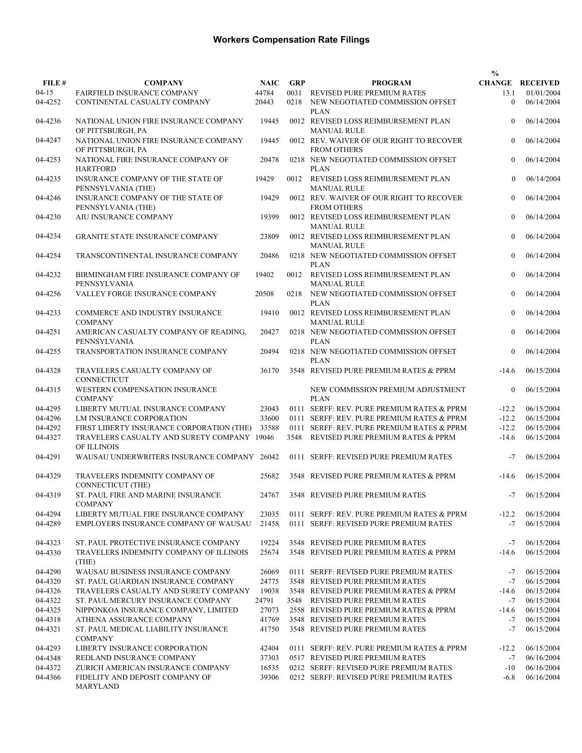# Workers Compensation Rate Filings

| FILE # | COMPANY | NAIC | GRP | PROGRAM | % CHANGE | RECEIVED |
|---|---|---|---|---|---|---|
| 04-15 | FAIRFIELD INSURANCE COMPANY | 44784 | 0031 | REVISED PURE PREMIUM RATES | 13.1 | 01/01/2004 |
| 04-4252 | CONTINENTAL CASUALTY COMPANY | 20443 | 0218 | NEW NEGOTIATED COMMISSION OFFSET PLAN | 0 | 06/14/2004 |
| 04-4236 | NATIONAL UNION FIRE INSURANCE COMPANY OF PITTSBURGH, PA | 19445 | 0012 | REVISED LOSS REIMBURSEMENT PLAN MANUAL RULE | 0 | 06/14/2004 |
| 04-4247 | NATIONAL UNION FIRE INSURANCE COMPANY OF PITTSBURGH, PA | 19445 | 0012 | REV. WAIVER OF OUR RIGHT TO RECOVER FROM OTHERS | 0 | 06/14/2004 |
| 04-4253 | NATIONAL FIRE INSURANCE COMPANY OF HARTFORD | 20478 | 0218 | NEW NEGOTIATED COMMISSION OFFSET PLAN | 0 | 06/14/2004 |
| 04-4235 | INSURANCE COMPANY OF THE STATE OF PENNSYLVANIA (THE) | 19429 | 0012 | REVISED LOSS REIMBURSEMENT PLAN MANUAL RULE | 0 | 06/14/2004 |
| 04-4246 | INSURANCE COMPANY OF THE STATE OF PENNSYLVANIA (THE) | 19429 | 0012 | REV. WAIVER OF OUR RIGHT TO RECOVER FROM OTHERS | 0 | 06/14/2004 |
| 04-4230 | AIU INSURANCE COMPANY | 19399 | 0012 | REVISED LOSS REIMBURSEMENT PLAN MANUAL RULE | 0 | 06/14/2004 |
| 04-4234 | GRANITE STATE INSURANCE COMPANY | 23809 | 0012 | REVISED LOSS REIMBURSEMENT PLAN MANUAL RULE | 0 | 06/14/2004 |
| 04-4254 | TRANSCONTINENTAL INSURANCE COMPANY | 20486 | 0218 | NEW NEGOTIATED COMMISSION OFFSET PLAN | 0 | 06/14/2004 |
| 04-4232 | BIRMINGHAM FIRE INSURANCE COMPANY OF PENNSYLVANIA | 19402 | 0012 | REVISED LOSS REIMBURSEMENT PLAN MANUAL RULE | 0 | 06/14/2004 |
| 04-4256 | VALLEY FORGE INSURANCE COMPANY | 20508 | 0218 | NEW NEGOTIATED COMMISSION OFFSET PLAN | 0 | 06/14/2004 |
| 04-4233 | COMMERCE AND INDUSTRY INSURANCE COMPANY | 19410 | 0012 | REVISED LOSS REIMBURSEMENT PLAN MANUAL RULE | 0 | 06/14/2004 |
| 04-4251 | AMERICAN CASUALTY COMPANY OF READING, PENNSYLVANIA | 20427 | 0218 | NEW NEGOTIATED COMMISSION OFFSET PLAN | 0 | 06/14/2004 |
| 04-4255 | TRANSPORTATION INSURANCE COMPANY | 20494 | 0218 | NEW NEGOTIATED COMMISSION OFFSET PLAN | 0 | 06/14/2004 |
| 04-4328 | TRAVELERS CASUALTY COMPANY OF CONNECTICUT | 36170 | 3548 | REVISED PURE PREMIUM RATES & PPRM | -14.6 | 06/15/2004 |
| 04-4315 | WESTERN COMPENSATION INSURANCE COMPANY | | | NEW COMMISSION PREMIUM ADJUSTMENT PLAN | 0 | 06/15/2004 |
| 04-4295 | LIBERTY MUTUAL INSURANCE COMPANY | 23043 | 0111 | SERFF: REV. PURE PREMIUM RATES & PPRM | -12.2 | 06/15/2004 |
| 04-4296 | LM INSURANCE CORPORATION | 33600 | 0111 | SERFF: REV. PURE PREMIUM RATES & PPRM | -12.2 | 06/15/2004 |
| 04-4292 | FIRST LIBERTY INSURANCE CORPORATION (THE) | 33588 | 0111 | SERFF: REV. PURE PREMIUM RATES & PPRM | -12.2 | 06/15/2004 |
| 04-4327 | TRAVELERS CASUALTY AND SURETY COMPANY OF ILLINOIS | 19046 | 3548 | REVISED PURE PREMIUM RATES & PPRM | -14.6 | 06/15/2004 |
| 04-4291 | WAUSAU UNDERWRITERS INSURANCE COMPANY | 26042 | 0111 | SERFF: REVISED PURE PREMIUM RATES | -7 | 06/15/2004 |
| 04-4329 | TRAVELERS INDEMNITY COMPANY OF CONNECTICUT (THE) | 25682 | 3548 | REVISED PURE PREMIUM RATES & PPRM | -14.6 | 06/15/2004 |
| 04-4319 | ST. PAUL FIRE AND MARINE INSURANCE COMPANY | 24767 | 3548 | REVISED PURE PREMIUM RATES | -7 | 06/15/2004 |
| 04-4294 | LIBERTY MUTUAL FIRE INSURANCE COMPANY | 23035 | 0111 | SERFF: REV. PURE PREMIUM RATES & PPRM | -12.2 | 06/15/2004 |
| 04-4289 | EMPLOYERS INSURANCE COMPANY OF WAUSAU | 21458 | 0111 | SERFF: REVISED PURE PREMIUM RATES | -7 | 06/15/2004 |
| 04-4323 | ST. PAUL PROTECTIVE INSURANCE COMPANY | 19224 | 3548 | REVISED PURE PREMIUM RATES | -7 | 06/15/2004 |
| 04-4330 | TRAVELERS INDEMNITY COMPANY OF ILLINOIS (THE) | 25674 | 3548 | REVISED PURE PREMIUM RATES & PPRM | -14.6 | 06/15/2004 |
| 04-4290 | WAUSAU BUSINESS INSURANCE COMPANY | 26069 | 0111 | SERFF: REVISED PURE PREMIUM RATES | -7 | 06/15/2004 |
| 04-4320 | ST. PAUL GUARDIAN INSURANCE COMPANY | 24775 | 3548 | REVISED PURE PREMIUM RATES | -7 | 06/15/2004 |
| 04-4326 | TRAVELERS CASUALTY AND SURETY COMPANY | 19038 | 3548 | REVISED PURE PREMIUM RATES & PPRM | -14.6 | 06/15/2004 |
| 04-4322 | ST. PAUL MERCURY INSURANCE COMPANY | 24791 | 3548 | REVISED PURE PREMIUM RATES | -7 | 06/15/2004 |
| 04-4325 | NIPPONKOA INSURANCE COMPANY, LIMITED | 27073 | 2558 | REVISED PURE PREMIUM RATES & PPRM | -14.6 | 06/15/2004 |
| 04-4318 | ATHENA ASSURANCE COMPANY | 41769 | 3548 | REVISED PURE PREMIUM RATES | -7 | 06/15/2004 |
| 04-4321 | ST. PAUL MEDICAL LIABILITY INSURANCE COMPANY | 41750 | 3548 | REVISED PURE PREMIUM RATES | -7 | 06/15/2004 |
| 04-4293 | LIBERTY INSURANCE CORPORATION | 42404 | 0111 | SERFF: REV. PURE PREMIUM RATES & PPRM | -12.2 | 06/15/2004 |
| 04-4348 | REDLAND INSURANCE COMPANY | 37303 | 0517 | REVISED PURE PREMIUM RATES | -7 | 06/16/2004 |
| 04-4372 | ZURICH AMERICAN INSURANCE COMPANY | 16535 | 0212 | SERFF: REVISED PURE PREMIUM RATES | -10 | 06/16/2004 |
| 04-4366 | FIDELITY AND DEPOSIT COMPANY OF MARYLAND | 39306 | 0212 | SERFF: REVISED PURE PREMIUM RATES | -6.8 | 06/16/2004 |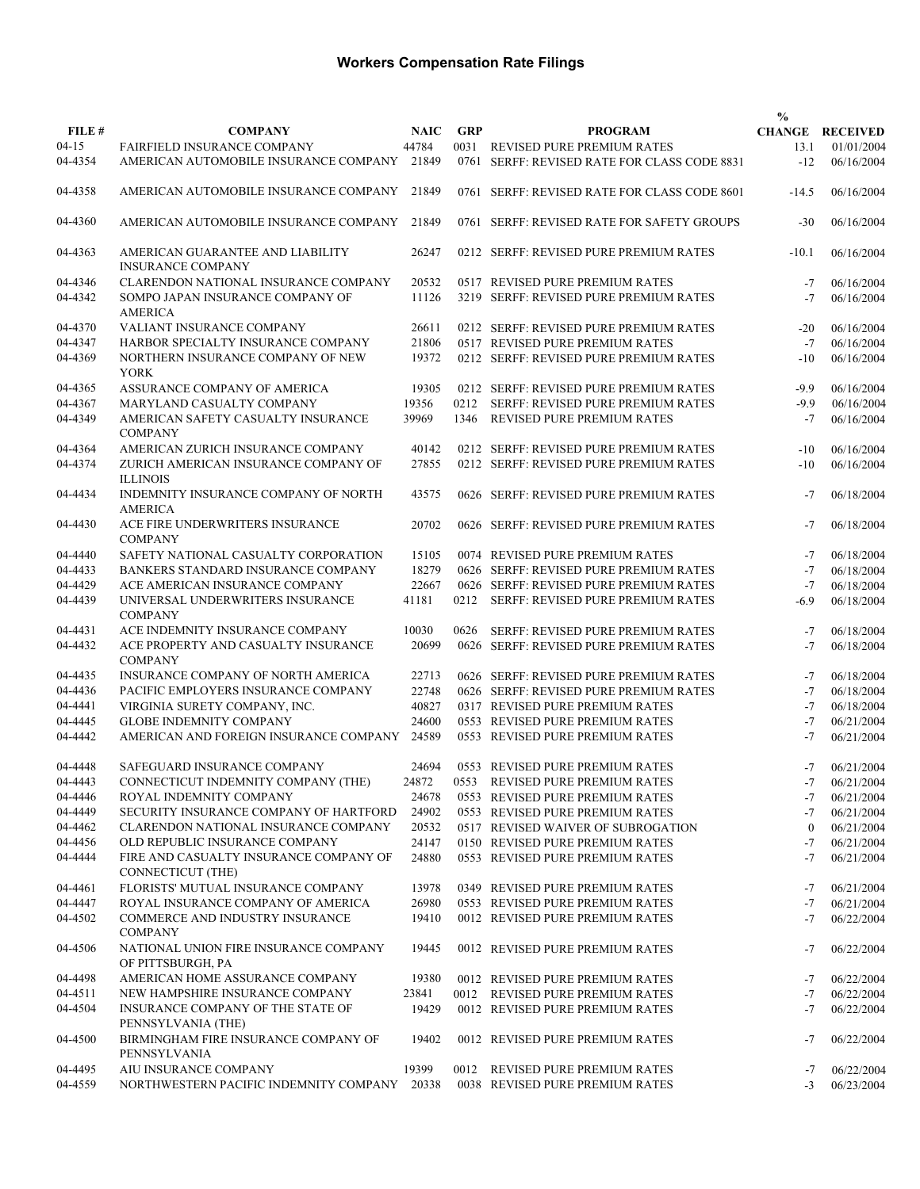# Workers Compensation Rate Filings

| FILE # | COMPANY | NAIC | GRP | PROGRAM | % CHANGE | RECEIVED |
|---|---|---|---|---|---|---|
| 04-15 | FAIRFIELD INSURANCE COMPANY | 44784 | 0031 | REVISED PURE PREMIUM RATES | 13.1 | 01/01/2004 |
| 04-4354 | AMERICAN AUTOMOBILE INSURANCE COMPANY | 21849 | 0761 | SERFF: REVISED RATE FOR CLASS CODE 8831 | -12 | 06/16/2004 |
| 04-4358 | AMERICAN AUTOMOBILE INSURANCE COMPANY | 21849 | 0761 | SERFF: REVISED RATE FOR CLASS CODE 8601 | -14.5 | 06/16/2004 |
| 04-4360 | AMERICAN AUTOMOBILE INSURANCE COMPANY | 21849 | 0761 | SERFF: REVISED RATE FOR SAFETY GROUPS | -30 | 06/16/2004 |
| 04-4363 | AMERICAN GUARANTEE AND LIABILITY INSURANCE COMPANY | 26247 | 0212 | SERFF: REVISED PURE PREMIUM RATES | -10.1 | 06/16/2004 |
| 04-4346 | CLARENDON NATIONAL INSURANCE COMPANY | 20532 | 0517 | REVISED PURE PREMIUM RATES | -7 | 06/16/2004 |
| 04-4342 | SOMPO JAPAN INSURANCE COMPANY OF AMERICA | 11126 | 3219 | SERFF: REVISED PURE PREMIUM RATES | -7 | 06/16/2004 |
| 04-4370 | VALIANT INSURANCE COMPANY | 26611 | 0212 | SERFF: REVISED PURE PREMIUM RATES | -20 | 06/16/2004 |
| 04-4347 | HARBOR SPECIALTY INSURANCE COMPANY | 21806 | 0517 | REVISED PURE PREMIUM RATES | -7 | 06/16/2004 |
| 04-4369 | NORTHERN INSURANCE COMPANY OF NEW YORK | 19372 | 0212 | SERFF: REVISED PURE PREMIUM RATES | -10 | 06/16/2004 |
| 04-4365 | ASSURANCE COMPANY OF AMERICA | 19305 | 0212 | SERFF: REVISED PURE PREMIUM RATES | -9.9 | 06/16/2004 |
| 04-4367 | MARYLAND CASUALTY COMPANY | 19356 | 0212 | SERFF: REVISED PURE PREMIUM RATES | -9.9 | 06/16/2004 |
| 04-4349 | AMERICAN SAFETY CASUALTY INSURANCE COMPANY | 39969 | 1346 | REVISED PURE PREMIUM RATES | -7 | 06/16/2004 |
| 04-4364 | AMERICAN ZURICH INSURANCE COMPANY | 40142 | 0212 | SERFF: REVISED PURE PREMIUM RATES | -10 | 06/16/2004 |
| 04-4374 | ZURICH AMERICAN INSURANCE COMPANY OF ILLINOIS | 27855 | 0212 | SERFF: REVISED PURE PREMIUM RATES | -10 | 06/16/2004 |
| 04-4434 | INDEMNITY INSURANCE COMPANY OF NORTH AMERICA | 43575 | 0626 | SERFF: REVISED PURE PREMIUM RATES | -7 | 06/18/2004 |
| 04-4430 | ACE FIRE UNDERWRITERS INSURANCE COMPANY | 20702 | 0626 | SERFF: REVISED PURE PREMIUM RATES | -7 | 06/18/2004 |
| 04-4440 | SAFETY NATIONAL CASUALTY CORPORATION | 15105 | 0074 | REVISED PURE PREMIUM RATES | -7 | 06/18/2004 |
| 04-4433 | BANKERS STANDARD INSURANCE COMPANY | 18279 | 0626 | SERFF: REVISED PURE PREMIUM RATES | -7 | 06/18/2004 |
| 04-4429 | ACE AMERICAN INSURANCE COMPANY | 22667 | 0626 | SERFF: REVISED PURE PREMIUM RATES | -7 | 06/18/2004 |
| 04-4439 | UNIVERSAL UNDERWRITERS INSURANCE COMPANY | 41181 | 0212 | SERFF: REVISED PURE PREMIUM RATES | -6.9 | 06/18/2004 |
| 04-4431 | ACE INDEMNITY INSURANCE COMPANY | 10030 | 0626 | SERFF: REVISED PURE PREMIUM RATES | -7 | 06/18/2004 |
| 04-4432 | ACE PROPERTY AND CASUALTY INSURANCE COMPANY | 20699 | 0626 | SERFF: REVISED PURE PREMIUM RATES | -7 | 06/18/2004 |
| 04-4435 | INSURANCE COMPANY OF NORTH AMERICA | 22713 | 0626 | SERFF: REVISED PURE PREMIUM RATES | -7 | 06/18/2004 |
| 04-4436 | PACIFIC EMPLOYERS INSURANCE COMPANY | 22748 | 0626 | SERFF: REVISED PURE PREMIUM RATES | -7 | 06/18/2004 |
| 04-4441 | VIRGINIA SURETY COMPANY, INC. | 40827 | 0317 | REVISED PURE PREMIUM RATES | -7 | 06/18/2004 |
| 04-4445 | GLOBE INDEMNITY COMPANY | 24600 | 0553 | REVISED PURE PREMIUM RATES | -7 | 06/21/2004 |
| 04-4442 | AMERICAN AND FOREIGN INSURANCE COMPANY | 24589 | 0553 | REVISED PURE PREMIUM RATES | -7 | 06/21/2004 |
| 04-4448 | SAFEGUARD INSURANCE COMPANY | 24694 | 0553 | REVISED PURE PREMIUM RATES | -7 | 06/21/2004 |
| 04-4443 | CONNECTICUT INDEMNITY COMPANY (THE) | 24872 | 0553 | REVISED PURE PREMIUM RATES | -7 | 06/21/2004 |
| 04-4446 | ROYAL INDEMNITY COMPANY | 24678 | 0553 | REVISED PURE PREMIUM RATES | -7 | 06/21/2004 |
| 04-4449 | SECURITY INSURANCE COMPANY OF HARTFORD | 24902 | 0553 | REVISED PURE PREMIUM RATES | -7 | 06/21/2004 |
| 04-4462 | CLARENDON NATIONAL INSURANCE COMPANY | 20532 | 0517 | REVISED WAIVER OF SUBROGATION | 0 | 06/21/2004 |
| 04-4456 | OLD REPUBLIC INSURANCE COMPANY | 24147 | 0150 | REVISED PURE PREMIUM RATES | -7 | 06/21/2004 |
| 04-4444 | FIRE AND CASUALTY INSURANCE COMPANY OF CONNECTICUT (THE) | 24880 | 0553 | REVISED PURE PREMIUM RATES | -7 | 06/21/2004 |
| 04-4461 | FLORISTS' MUTUAL INSURANCE COMPANY | 13978 | 0349 | REVISED PURE PREMIUM RATES | -7 | 06/21/2004 |
| 04-4447 | ROYAL INSURANCE COMPANY OF AMERICA | 26980 | 0553 | REVISED PURE PREMIUM RATES | -7 | 06/21/2004 |
| 04-4502 | COMMERCE AND INDUSTRY INSURANCE COMPANY | 19410 | 0012 | REVISED PURE PREMIUM RATES | -7 | 06/22/2004 |
| 04-4506 | NATIONAL UNION FIRE INSURANCE COMPANY OF PITTSBURGH, PA | 19445 | 0012 | REVISED PURE PREMIUM RATES | -7 | 06/22/2004 |
| 04-4498 | AMERICAN HOME ASSURANCE COMPANY | 19380 | 0012 | REVISED PURE PREMIUM RATES | -7 | 06/22/2004 |
| 04-4511 | NEW HAMPSHIRE INSURANCE COMPANY | 23841 | 0012 | REVISED PURE PREMIUM RATES | -7 | 06/22/2004 |
| 04-4504 | INSURANCE COMPANY OF THE STATE OF PENNSYLVANIA (THE) | 19429 | 0012 | REVISED PURE PREMIUM RATES | -7 | 06/22/2004 |
| 04-4500 | BIRMINGHAM FIRE INSURANCE COMPANY OF PENNSYLVANIA | 19402 | 0012 | REVISED PURE PREMIUM RATES | -7 | 06/22/2004 |
| 04-4495 | AIU INSURANCE COMPANY | 19399 | 0012 | REVISED PURE PREMIUM RATES | -7 | 06/22/2004 |
| 04-4559 | NORTHWESTERN PACIFIC INDEMNITY COMPANY | 20338 | 0038 | REVISED PURE PREMIUM RATES | -3 | 06/23/2004 |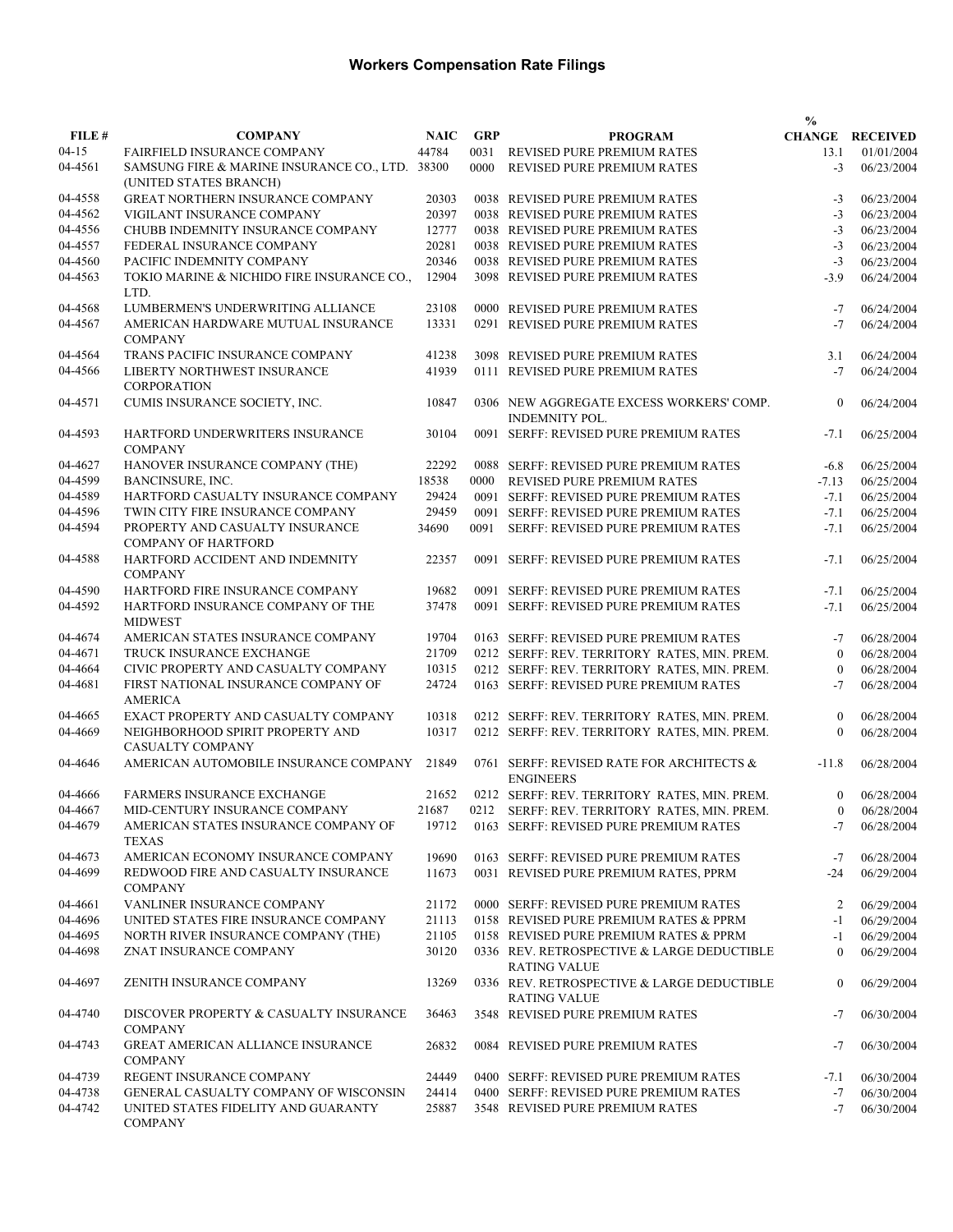# Workers Compensation Rate Filings

| FILE # | COMPANY | NAIC | GRP | PROGRAM | % CHANGE | RECEIVED |
|---|---|---|---|---|---|---|
| 04-15 | FAIRFIELD INSURANCE COMPANY | 44784 | 0031 | REVISED PURE PREMIUM RATES | 13.1 | 01/01/2004 |
| 04-4561 | SAMSUNG FIRE & MARINE INSURANCE CO., LTD. (UNITED STATES BRANCH) | 38300 | 0000 | REVISED PURE PREMIUM RATES | -3 | 06/23/2004 |
| 04-4558 | GREAT NORTHERN INSURANCE COMPANY | 20303 | 0038 | REVISED PURE PREMIUM RATES | -3 | 06/23/2004 |
| 04-4562 | VIGILANT INSURANCE COMPANY | 20397 | 0038 | REVISED PURE PREMIUM RATES | -3 | 06/23/2004 |
| 04-4556 | CHUBB INDEMNITY INSURANCE COMPANY | 12777 | 0038 | REVISED PURE PREMIUM RATES | -3 | 06/23/2004 |
| 04-4557 | FEDERAL INSURANCE COMPANY | 20281 | 0038 | REVISED PURE PREMIUM RATES | -3 | 06/23/2004 |
| 04-4560 | PACIFIC INDEMNITY COMPANY | 20346 | 0038 | REVISED PURE PREMIUM RATES | -3 | 06/23/2004 |
| 04-4563 | TOKIO MARINE & NICHIDO FIRE INSURANCE CO., LTD. | 12904 | 3098 | REVISED PURE PREMIUM RATES | -3.9 | 06/24/2004 |
| 04-4568 | LUMBERMEN'S UNDERWRITING ALLIANCE | 23108 | 0000 | REVISED PURE PREMIUM RATES | -7 | 06/24/2004 |
| 04-4567 | AMERICAN HARDWARE MUTUAL INSURANCE COMPANY | 13331 | 0291 | REVISED PURE PREMIUM RATES | -7 | 06/24/2004 |
| 04-4564 | TRANS PACIFIC INSURANCE COMPANY | 41238 | 3098 | REVISED PURE PREMIUM RATES | 3.1 | 06/24/2004 |
| 04-4566 | LIBERTY NORTHWEST INSURANCE CORPORATION | 41939 | 0111 | REVISED PURE PREMIUM RATES | -7 | 06/24/2004 |
| 04-4571 | CUMIS INSURANCE SOCIETY, INC. | 10847 | 0306 | NEW AGGREGATE EXCESS WORKERS' COMP. INDEMNITY POL. | 0 | 06/24/2004 |
| 04-4593 | HARTFORD UNDERWRITERS INSURANCE COMPANY | 30104 | 0091 | SERFF: REVISED PURE PREMIUM RATES | -7.1 | 06/25/2004 |
| 04-4627 | HANOVER INSURANCE COMPANY (THE) | 22292 | 0088 | SERFF: REVISED PURE PREMIUM RATES | -6.8 | 06/25/2004 |
| 04-4599 | BANCINSURE, INC. | 18538 | 0000 | REVISED PURE PREMIUM RATES | -7.13 | 06/25/2004 |
| 04-4589 | HARTFORD CASUALTY INSURANCE COMPANY | 29424 | 0091 | SERFF: REVISED PURE PREMIUM RATES | -7.1 | 06/25/2004 |
| 04-4596 | TWIN CITY FIRE INSURANCE COMPANY | 29459 | 0091 | SERFF: REVISED PURE PREMIUM RATES | -7.1 | 06/25/2004 |
| 04-4594 | PROPERTY AND CASUALTY INSURANCE COMPANY OF HARTFORD | 34690 | 0091 | SERFF: REVISED PURE PREMIUM RATES | -7.1 | 06/25/2004 |
| 04-4588 | HARTFORD ACCIDENT AND INDEMNITY COMPANY | 22357 | 0091 | SERFF: REVISED PURE PREMIUM RATES | -7.1 | 06/25/2004 |
| 04-4590 | HARTFORD FIRE INSURANCE COMPANY | 19682 | 0091 | SERFF: REVISED PURE PREMIUM RATES | -7.1 | 06/25/2004 |
| 04-4592 | HARTFORD INSURANCE COMPANY OF THE MIDWEST | 37478 | 0091 | SERFF: REVISED PURE PREMIUM RATES | -7.1 | 06/25/2004 |
| 04-4674 | AMERICAN STATES INSURANCE COMPANY | 19704 | 0163 | SERFF: REVISED PURE PREMIUM RATES | -7 | 06/28/2004 |
| 04-4671 | TRUCK INSURANCE EXCHANGE | 21709 | 0212 | SERFF: REV. TERRITORY RATES, MIN. PREM. | 0 | 06/28/2004 |
| 04-4664 | CIVIC PROPERTY AND CASUALTY COMPANY | 10315 | 0212 | SERFF: REV. TERRITORY RATES, MIN. PREM. | 0 | 06/28/2004 |
| 04-4681 | FIRST NATIONAL INSURANCE COMPANY OF AMERICA | 24724 | 0163 | SERFF: REVISED PURE PREMIUM RATES | -7 | 06/28/2004 |
| 04-4665 | EXACT PROPERTY AND CASUALTY COMPANY | 10318 | 0212 | SERFF: REV. TERRITORY RATES, MIN. PREM. | 0 | 06/28/2004 |
| 04-4669 | NEIGHBORHOOD SPIRIT PROPERTY AND CASUALTY COMPANY | 10317 | 0212 | SERFF: REV. TERRITORY RATES, MIN. PREM. | 0 | 06/28/2004 |
| 04-4646 | AMERICAN AUTOMOBILE INSURANCE COMPANY | 21849 | 0761 | SERFF: REVISED RATE FOR ARCHITECTS & ENGINEERS | -11.8 | 06/28/2004 |
| 04-4666 | FARMERS INSURANCE EXCHANGE | 21652 | 0212 | SERFF: REV. TERRITORY RATES, MIN. PREM. | 0 | 06/28/2004 |
| 04-4667 | MID-CENTURY INSURANCE COMPANY | 21687 | 0212 | SERFF: REV. TERRITORY RATES, MIN. PREM. | 0 | 06/28/2004 |
| 04-4679 | AMERICAN STATES INSURANCE COMPANY OF TEXAS | 19712 | 0163 | SERFF: REVISED PURE PREMIUM RATES | -7 | 06/28/2004 |
| 04-4673 | AMERICAN ECONOMY INSURANCE COMPANY | 19690 | 0163 | SERFF: REVISED PURE PREMIUM RATES | -7 | 06/28/2004 |
| 04-4699 | REDWOOD FIRE AND CASUALTY INSURANCE COMPANY | 11673 | 0031 | REVISED PURE PREMIUM RATES, PPRM | -24 | 06/29/2004 |
| 04-4661 | VANLINER INSURANCE COMPANY | 21172 | 0000 | SERFF: REVISED PURE PREMIUM RATES | 2 | 06/29/2004 |
| 04-4696 | UNITED STATES FIRE INSURANCE COMPANY | 21113 | 0158 | REVISED PURE PREMIUM RATES & PPRM | -1 | 06/29/2004 |
| 04-4695 | NORTH RIVER INSURANCE COMPANY (THE) | 21105 | 0158 | REVISED PURE PREMIUM RATES & PPRM | -1 | 06/29/2004 |
| 04-4698 | ZNAT INSURANCE COMPANY | 30120 | 0336 | REV. RETROSPECTIVE & LARGE DEDUCTIBLE RATING VALUE | 0 | 06/29/2004 |
| 04-4697 | ZENITH INSURANCE COMPANY | 13269 | 0336 | REV. RETROSPECTIVE & LARGE DEDUCTIBLE RATING VALUE | 0 | 06/29/2004 |
| 04-4740 | DISCOVER PROPERTY & CASUALTY INSURANCE COMPANY | 36463 | 3548 | REVISED PURE PREMIUM RATES | -7 | 06/30/2004 |
| 04-4743 | GREAT AMERICAN ALLIANCE INSURANCE COMPANY | 26832 | 0084 | REVISED PURE PREMIUM RATES | -7 | 06/30/2004 |
| 04-4739 | REGENT INSURANCE COMPANY | 24449 | 0400 | SERFF: REVISED PURE PREMIUM RATES | -7.1 | 06/30/2004 |
| 04-4738 | GENERAL CASUALTY COMPANY OF WISCONSIN | 24414 | 0400 | SERFF: REVISED PURE PREMIUM RATES | -7 | 06/30/2004 |
| 04-4742 | UNITED STATES FIDELITY AND GUARANTY COMPANY | 25887 | 3548 | REVISED PURE PREMIUM RATES | -7 | 06/30/2004 |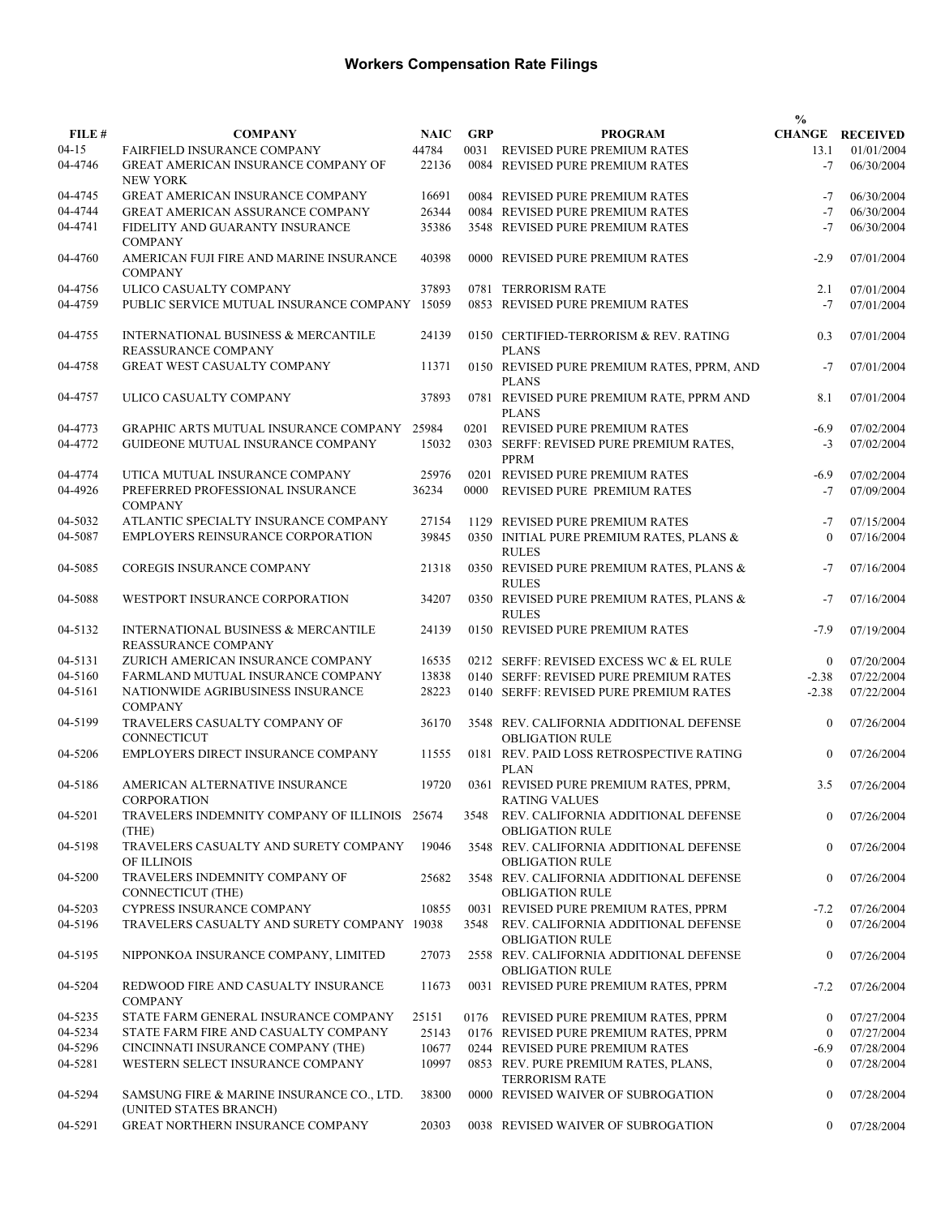# Workers Compensation Rate Filings

| FILE # | COMPANY | NAIC | GRP | PROGRAM | % CHANGE | RECEIVED |
|---|---|---|---|---|---|---|
| 04-15 | FAIRFIELD INSURANCE COMPANY | 44784 | 0031 | REVISED PURE PREMIUM RATES | 13.1 | 01/01/2004 |
| 04-4746 | GREAT AMERICAN INSURANCE COMPANY OF NEW YORK | 22136 | 0084 | REVISED PURE PREMIUM RATES | -7 | 06/30/2004 |
| 04-4745 | GREAT AMERICAN INSURANCE COMPANY | 16691 | 0084 | REVISED PURE PREMIUM RATES | -7 | 06/30/2004 |
| 04-4744 | GREAT AMERICAN ASSURANCE COMPANY | 26344 | 0084 | REVISED PURE PREMIUM RATES | -7 | 06/30/2004 |
| 04-4741 | FIDELITY AND GUARANTY INSURANCE COMPANY | 35386 | 3548 | REVISED PURE PREMIUM RATES | -7 | 06/30/2004 |
| 04-4760 | AMERICAN FUJI FIRE AND MARINE INSURANCE COMPANY | 40398 | 0000 | REVISED PURE PREMIUM RATES | -2.9 | 07/01/2004 |
| 04-4756 | ULICO CASUALTY COMPANY | 37893 | 0781 | TERRORISM RATE | 2.1 | 07/01/2004 |
| 04-4759 | PUBLIC SERVICE MUTUAL INSURANCE COMPANY | 15059 | 0853 | REVISED PURE PREMIUM RATES | -7 | 07/01/2004 |
| 04-4755 | INTERNATIONAL BUSINESS & MERCANTILE REASSURANCE COMPANY | 24139 | 0150 | CERTIFIED-TERRORISM & REV. RATING PLANS | 0.3 | 07/01/2004 |
| 04-4758 | GREAT WEST CASUALTY COMPANY | 11371 | 0150 | REVISED PURE PREMIUM RATES, PPRM, AND PLANS | -7 | 07/01/2004 |
| 04-4757 | ULICO CASUALTY COMPANY | 37893 | 0781 | REVISED PURE PREMIUM RATE, PPRM AND PLANS | 8.1 | 07/01/2004 |
| 04-4773 | GRAPHIC ARTS MUTUAL INSURANCE COMPANY | 25984 | 0201 | REVISED PURE PREMIUM RATES | -6.9 | 07/02/2004 |
| 04-4772 | GUIDEONE MUTUAL INSURANCE COMPANY | 15032 | 0303 | SERFF: REVISED PURE PREMIUM RATES, PPRM | -3 | 07/02/2004 |
| 04-4774 | UTICA MUTUAL INSURANCE COMPANY | 25976 | 0201 | REVISED PURE PREMIUM RATES | -6.9 | 07/02/2004 |
| 04-4926 | PREFERRED PROFESSIONAL INSURANCE COMPANY | 36234 | 0000 | REVISED PURE PREMIUM RATES | -7 | 07/09/2004 |
| 04-5032 | ATLANTIC SPECIALTY INSURANCE COMPANY | 27154 | 1129 | REVISED PURE PREMIUM RATES | -7 | 07/15/2004 |
| 04-5087 | EMPLOYERS REINSURANCE CORPORATION | 39845 | 0350 | INITIAL PURE PREMIUM RATES, PLANS & RULES | 0 | 07/16/2004 |
| 04-5085 | COREGIS INSURANCE COMPANY | 21318 | 0350 | REVISED PURE PREMIUM RATES, PLANS & RULES | -7 | 07/16/2004 |
| 04-5088 | WESTPORT INSURANCE CORPORATION | 34207 | 0350 | REVISED PURE PREMIUM RATES, PLANS & RULES | -7 | 07/16/2004 |
| 04-5132 | INTERNATIONAL BUSINESS & MERCANTILE REASSURANCE COMPANY | 24139 | 0150 | REVISED PURE PREMIUM RATES | -7.9 | 07/19/2004 |
| 04-5131 | ZURICH AMERICAN INSURANCE COMPANY | 16535 | 0212 | SERFF: REVISED EXCESS WC & EL RULE | 0 | 07/20/2004 |
| 04-5160 | FARMLAND MUTUAL INSURANCE COMPANY | 13838 | 0140 | SERFF: REVISED PURE PREMIUM RATES | -2.38 | 07/22/2004 |
| 04-5161 | NATIONWIDE AGRIBUSINESS INSURANCE COMPANY | 28223 | 0140 | SERFF: REVISED PURE PREMIUM RATES | -2.38 | 07/22/2004 |
| 04-5199 | TRAVELERS CASUALTY COMPANY OF CONNECTICUT | 36170 | 3548 | REV. CALIFORNIA ADDITIONAL DEFENSE OBLIGATION RULE | 0 | 07/26/2004 |
| 04-5206 | EMPLOYERS DIRECT INSURANCE COMPANY | 11555 | 0181 | REV. PAID LOSS RETROSPECTIVE RATING PLAN | 0 | 07/26/2004 |
| 04-5186 | AMERICAN ALTERNATIVE INSURANCE CORPORATION | 19720 | 0361 | REVISED PURE PREMIUM RATES, PPRM, RATING VALUES | 3.5 | 07/26/2004 |
| 04-5201 | TRAVELERS INDEMNITY COMPANY OF ILLINOIS (THE) | 25674 | 3548 | REV. CALIFORNIA ADDITIONAL DEFENSE OBLIGATION RULE | 0 | 07/26/2004 |
| 04-5198 | TRAVELERS CASUALTY AND SURETY COMPANY OF ILLINOIS | 19046 | 3548 | REV. CALIFORNIA ADDITIONAL DEFENSE OBLIGATION RULE | 0 | 07/26/2004 |
| 04-5200 | TRAVELERS INDEMNITY COMPANY OF CONNECTICUT (THE) | 25682 | 3548 | REV. CALIFORNIA ADDITIONAL DEFENSE OBLIGATION RULE | 0 | 07/26/2004 |
| 04-5203 | CYPRESS INSURANCE COMPANY | 10855 | 0031 | REVISED PURE PREMIUM RATES, PPRM | -7.2 | 07/26/2004 |
| 04-5196 | TRAVELERS CASUALTY AND SURETY COMPANY | 19038 | 3548 | REV. CALIFORNIA ADDITIONAL DEFENSE OBLIGATION RULE | 0 | 07/26/2004 |
| 04-5195 | NIPPONKOA INSURANCE COMPANY, LIMITED | 27073 | 2558 | REV. CALIFORNIA ADDITIONAL DEFENSE OBLIGATION RULE | 0 | 07/26/2004 |
| 04-5204 | REDWOOD FIRE AND CASUALTY INSURANCE COMPANY | 11673 | 0031 | REVISED PURE PREMIUM RATES, PPRM | -7.2 | 07/26/2004 |
| 04-5235 | STATE FARM GENERAL INSURANCE COMPANY | 25151 | 0176 | REVISED PURE PREMIUM RATES, PPRM | 0 | 07/27/2004 |
| 04-5234 | STATE FARM FIRE AND CASUALTY COMPANY | 25143 | 0176 | REVISED PURE PREMIUM RATES, PPRM | 0 | 07/27/2004 |
| 04-5296 | CINCINNATI INSURANCE COMPANY (THE) | 10677 | 0244 | REVISED PURE PREMIUM RATES | -6.9 | 07/28/2004 |
| 04-5281 | WESTERN SELECT INSURANCE COMPANY | 10997 | 0853 | REV. PURE PREMIUM RATES, PLANS, TERRORISM RATE | 0 | 07/28/2004 |
| 04-5294 | SAMSUNG FIRE & MARINE INSURANCE CO., LTD. (UNITED STATES BRANCH) | 38300 | 0000 | REVISED WAIVER OF SUBROGATION | 0 | 07/28/2004 |
| 04-5291 | GREAT NORTHERN INSURANCE COMPANY | 20303 | 0038 | REVISED WAIVER OF SUBROGATION | 0 | 07/28/2004 |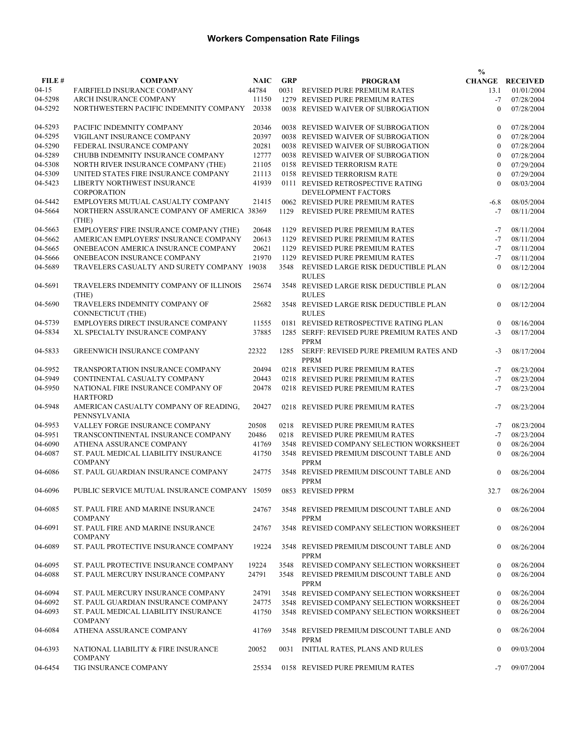# Workers Compensation Rate Filings

| FILE # | COMPANY | NAIC | GRP | PROGRAM | % CHANGE | RECEIVED |
|---|---|---|---|---|---|---|
| 04-15 | FAIRFIELD INSURANCE COMPANY | 44784 | 0031 | REVISED PURE PREMIUM RATES | 13.1 | 01/01/2004 |
| 04-5298 | ARCH INSURANCE COMPANY | 11150 | 1279 | REVISED PURE PREMIUM RATES | -7 | 07/28/2004 |
| 04-5292 | NORTHWESTERN PACIFIC INDEMNITY COMPANY | 20338 | 0038 | REVISED WAIVER OF SUBROGATION | 0 | 07/28/2004 |
| 04-5293 | PACIFIC INDEMNITY COMPANY | 20346 | 0038 | REVISED WAIVER OF SUBROGATION | 0 | 07/28/2004 |
| 04-5295 | VIGILANT INSURANCE COMPANY | 20397 | 0038 | REVISED WAIVER OF SUBROGATION | 0 | 07/28/2004 |
| 04-5290 | FEDERAL INSURANCE COMPANY | 20281 | 0038 | REVISED WAIVER OF SUBROGATION | 0 | 07/28/2004 |
| 04-5289 | CHUBB INDEMNITY INSURANCE COMPANY | 12777 | 0038 | REVISED WAIVER OF SUBROGATION | 0 | 07/28/2004 |
| 04-5308 | NORTH RIVER INSURANCE COMPANY (THE) | 21105 | 0158 | REVISED TERRORISM RATE | 0 | 07/29/2004 |
| 04-5309 | UNITED STATES FIRE INSURANCE COMPANY | 21113 | 0158 | REVISED TERRORISM RATE | 0 | 07/29/2004 |
| 04-5423 | LIBERTY NORTHWEST INSURANCE CORPORATION | 41939 | 0111 | REVISED RETROSPECTIVE RATING DEVELOPMENT FACTORS | 0 | 08/03/2004 |
| 04-5442 | EMPLOYERS MUTUAL CASUALTY COMPANY | 21415 | 0062 | REVISED PURE PREMIUM RATES | -6.8 | 08/05/2004 |
| 04-5664 | NORTHERN ASSURANCE COMPANY OF AMERICA (THE) | 38369 | 1129 | REVISED PURE PREMIUM RATES | -7 | 08/11/2004 |
| 04-5663 | EMPLOYERS' FIRE INSURANCE COMPANY (THE) | 20648 | 1129 | REVISED PURE PREMIUM RATES | -7 | 08/11/2004 |
| 04-5662 | AMERICAN EMPLOYERS' INSURANCE COMPANY | 20613 | 1129 | REVISED PURE PREMIUM RATES | -7 | 08/11/2004 |
| 04-5665 | ONEBEACON AMERICA INSURANCE COMPANY | 20621 | 1129 | REVISED PURE PREMIUM RATES | -7 | 08/11/2004 |
| 04-5666 | ONEBEACON INSURANCE COMPANY | 21970 | 1129 | REVISED PURE PREMIUM RATES | -7 | 08/11/2004 |
| 04-5689 | TRAVELERS CASUALTY AND SURETY COMPANY | 19038 | 3548 | REVISED LARGE RISK DEDUCTIBLE PLAN RULES | 0 | 08/12/2004 |
| 04-5691 | TRAVELERS INDEMNITY COMPANY OF ILLINOIS (THE) | 25674 | 3548 | REVISED LARGE RISK DEDUCTIBLE PLAN RULES | 0 | 08/12/2004 |
| 04-5690 | TRAVELERS INDEMNITY COMPANY OF CONNECTICUT (THE) | 25682 | 3548 | REVISED LARGE RISK DEDUCTIBLE PLAN RULES | 0 | 08/12/2004 |
| 04-5739 | EMPLOYERS DIRECT INSURANCE COMPANY | 11555 | 0181 | REVISED RETROSPECTIVE RATING PLAN | 0 | 08/16/2004 |
| 04-5834 | XL SPECIALTY INSURANCE COMPANY | 37885 | 1285 | SERFF: REVISED PURE PREMIUM RATES AND PPRM | -3 | 08/17/2004 |
| 04-5833 | GREENWICH INSURANCE COMPANY | 22322 | 1285 | SERFF: REVISED PURE PREMIUM RATES AND PPRM | -3 | 08/17/2004 |
| 04-5952 | TRANSPORTATION INSURANCE COMPANY | 20494 | 0218 | REVISED PURE PREMIUM RATES | -7 | 08/23/2004 |
| 04-5949 | CONTINENTAL CASUALTY COMPANY | 20443 | 0218 | REVISED PURE PREMIUM RATES | -7 | 08/23/2004 |
| 04-5950 | NATIONAL FIRE INSURANCE COMPANY OF HARTFORD | 20478 | 0218 | REVISED PURE PREMIUM RATES | -7 | 08/23/2004 |
| 04-5948 | AMERICAN CASUALTY COMPANY OF READING, PENNSYLVANIA | 20427 | 0218 | REVISED PURE PREMIUM RATES | -7 | 08/23/2004 |
| 04-5953 | VALLEY FORGE INSURANCE COMPANY | 20508 | 0218 | REVISED PURE PREMIUM RATES | -7 | 08/23/2004 |
| 04-5951 | TRANSCONTINENTAL INSURANCE COMPANY | 20486 | 0218 | REVISED PURE PREMIUM RATES | -7 | 08/23/2004 |
| 04-6090 | ATHENA ASSURANCE COMPANY | 41769 | 3548 | REVISED COMPANY SELECTION WORKSHEET | 0 | 08/26/2004 |
| 04-6087 | ST. PAUL MEDICAL LIABILITY INSURANCE COMPANY | 41750 | 3548 | REVISED PREMIUM DISCOUNT TABLE AND PPRM | 0 | 08/26/2004 |
| 04-6086 | ST. PAUL GUARDIAN INSURANCE COMPANY | 24775 | 3548 | REVISED PREMIUM DISCOUNT TABLE AND PPRM | 0 | 08/26/2004 |
| 04-6096 | PUBLIC SERVICE MUTUAL INSURANCE COMPANY | 15059 | 0853 | REVISED PPRM | 32.7 | 08/26/2004 |
| 04-6085 | ST. PAUL FIRE AND MARINE INSURANCE COMPANY | 24767 | 3548 | REVISED PREMIUM DISCOUNT TABLE AND PPRM | 0 | 08/26/2004 |
| 04-6091 | ST. PAUL FIRE AND MARINE INSURANCE COMPANY | 24767 | 3548 | REVISED COMPANY SELECTION WORKSHEET | 0 | 08/26/2004 |
| 04-6089 | ST. PAUL PROTECTIVE INSURANCE COMPANY | 19224 | 3548 | REVISED PREMIUM DISCOUNT TABLE AND PPRM | 0 | 08/26/2004 |
| 04-6095 | ST. PAUL PROTECTIVE INSURANCE COMPANY | 19224 | 3548 | REVISED COMPANY SELECTION WORKSHEET | 0 | 08/26/2004 |
| 04-6088 | ST. PAUL MERCURY INSURANCE COMPANY | 24791 | 3548 | REVISED PREMIUM DISCOUNT TABLE AND PPRM | 0 | 08/26/2004 |
| 04-6094 | ST. PAUL MERCURY INSURANCE COMPANY | 24791 | 3548 | REVISED COMPANY SELECTION WORKSHEET | 0 | 08/26/2004 |
| 04-6092 | ST. PAUL GUARDIAN INSURANCE COMPANY | 24775 | 3548 | REVISED COMPANY SELECTION WORKSHEET | 0 | 08/26/2004 |
| 04-6093 | ST. PAUL MEDICAL LIABILITY INSURANCE COMPANY | 41750 | 3548 | REVISED COMPANY SELECTION WORKSHEET | 0 | 08/26/2004 |
| 04-6084 | ATHENA ASSURANCE COMPANY | 41769 | 3548 | REVISED PREMIUM DISCOUNT TABLE AND PPRM | 0 | 08/26/2004 |
| 04-6393 | NATIONAL LIABILITY & FIRE INSURANCE COMPANY | 20052 | 0031 | INITIAL RATES, PLANS AND RULES | 0 | 09/03/2004 |
| 04-6454 | TIG INSURANCE COMPANY | 25534 | 0158 | REVISED PURE PREMIUM RATES | -7 | 09/07/2004 |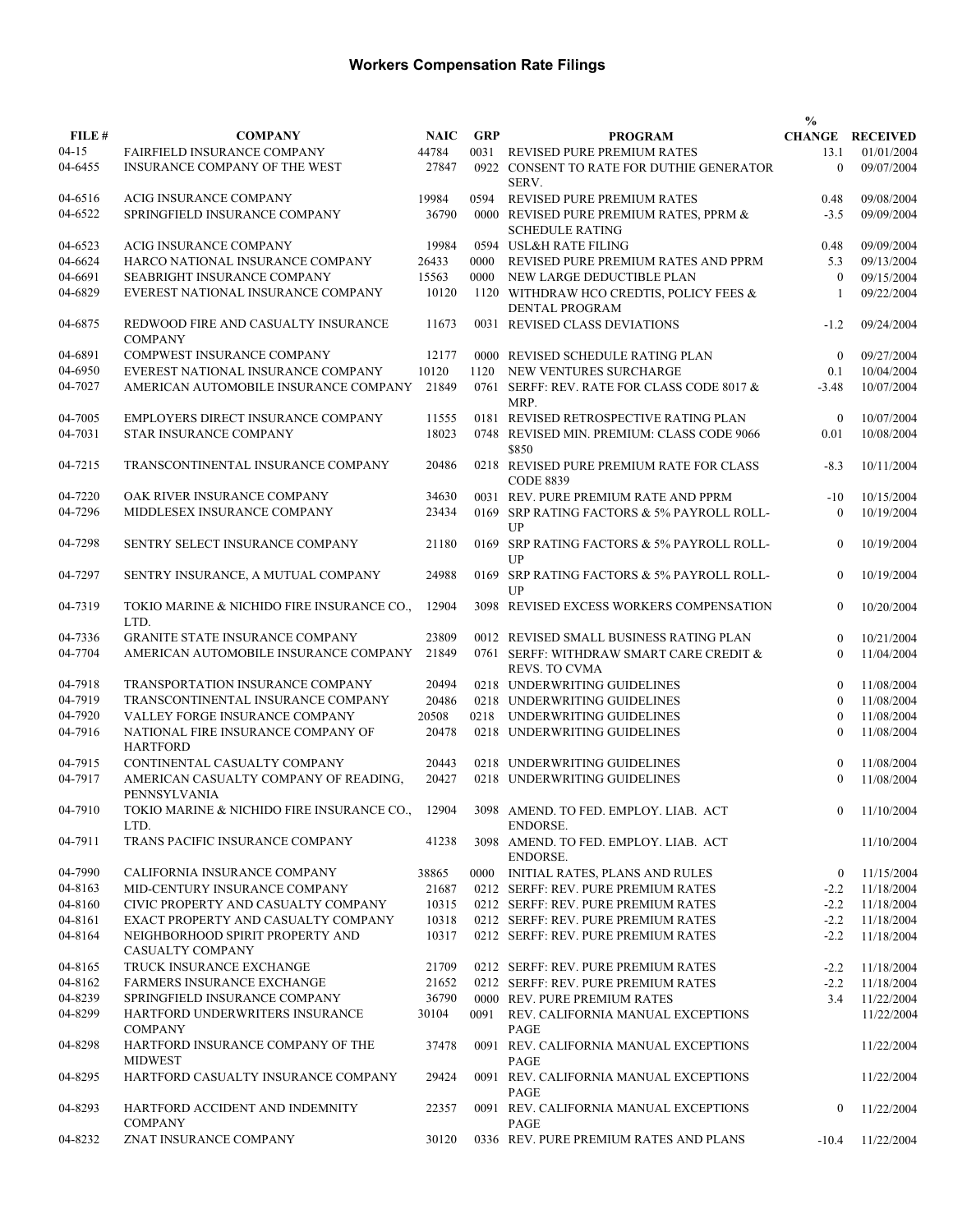# Workers Compensation Rate Filings

| FILE # | COMPANY | NAIC | GRP | PROGRAM | % CHANGE | RECEIVED |
|---|---|---|---|---|---|---|
| 04-15 | FAIRFIELD INSURANCE COMPANY | 44784 | 0031 | REVISED PURE PREMIUM RATES | 13.1 | 01/01/2004 |
| 04-6455 | INSURANCE COMPANY OF THE WEST | 27847 | 0922 | CONSENT TO RATE FOR DUTHIE GENERATOR SERV. | 0 | 09/07/2004 |
| 04-6516 | ACIG INSURANCE COMPANY | 19984 | 0594 | REVISED PURE PREMIUM RATES | 0.48 | 09/08/2004 |
| 04-6522 | SPRINGFIELD INSURANCE COMPANY | 36790 | 0000 | REVISED PURE PREMIUM RATES, PPRM & SCHEDULE RATING | -3.5 | 09/09/2004 |
| 04-6523 | ACIG INSURANCE COMPANY | 19984 | 0594 | USL&H RATE FILING | 0.48 | 09/09/2004 |
| 04-6624 | HARCO NATIONAL INSURANCE COMPANY | 26433 | 0000 | REVISED PURE PREMIUM RATES AND PPRM | 5.3 | 09/13/2004 |
| 04-6691 | SEABRIGHT INSURANCE COMPANY | 15563 | 0000 | NEW LARGE DEDUCTIBLE PLAN | 0 | 09/15/2004 |
| 04-6829 | EVEREST NATIONAL INSURANCE COMPANY | 10120 | 1120 | WITHDRAW HCO CREDTIS, POLICY FEES & DENTAL PROGRAM | 1 | 09/22/2004 |
| 04-6875 | REDWOOD FIRE AND CASUALTY INSURANCE COMPANY | 11673 | 0031 | REVISED CLASS DEVIATIONS | -1.2 | 09/24/2004 |
| 04-6891 | COMPWEST INSURANCE COMPANY | 12177 | 0000 | REVISED SCHEDULE RATING PLAN | 0 | 09/27/2004 |
| 04-6950 | EVEREST NATIONAL INSURANCE COMPANY | 10120 | 1120 | NEW VENTURES SURCHARGE | 0.1 | 10/04/2004 |
| 04-7027 | AMERICAN AUTOMOBILE INSURANCE COMPANY | 21849 | 0761 | SERFF: REV. RATE FOR CLASS CODE 8017 & MRP. | -3.48 | 10/07/2004 |
| 04-7005 | EMPLOYERS DIRECT INSURANCE COMPANY | 11555 | 0181 | REVISED RETROSPECTIVE RATING PLAN | 0 | 10/07/2004 |
| 04-7031 | STAR INSURANCE COMPANY | 18023 | 0748 | REVISED MIN. PREMIUM: CLASS CODE 9066 $850 | 0.01 | 10/08/2004 |
| 04-7215 | TRANSCONTINENTAL INSURANCE COMPANY | 20486 | 0218 | REVISED PURE PREMIUM RATE FOR CLASS CODE 8839 | -8.3 | 10/11/2004 |
| 04-7220 | OAK RIVER INSURANCE COMPANY | 34630 | 0031 | REV. PURE PREMIUM RATE AND PPRM | -10 | 10/15/2004 |
| 04-7296 | MIDDLESEX INSURANCE COMPANY | 23434 | 0169 | SRP RATING FACTORS & 5% PAYROLL ROLL-UP | 0 | 10/19/2004 |
| 04-7298 | SENTRY SELECT INSURANCE COMPANY | 21180 | 0169 | SRP RATING FACTORS & 5% PAYROLL ROLL-UP | 0 | 10/19/2004 |
| 04-7297 | SENTRY INSURANCE, A MUTUAL COMPANY | 24988 | 0169 | SRP RATING FACTORS & 5% PAYROLL ROLL-UP | 0 | 10/19/2004 |
| 04-7319 | TOKIO MARINE & NICHIDO FIRE INSURANCE CO., LTD. | 12904 | 3098 | REVISED EXCESS WORKERS COMPENSATION | 0 | 10/20/2004 |
| 04-7336 | GRANITE STATE INSURANCE COMPANY | 23809 | 0012 | REVISED SMALL BUSINESS RATING PLAN | 0 | 10/21/2004 |
| 04-7704 | AMERICAN AUTOMOBILE INSURANCE COMPANY | 21849 | 0761 | SERFF: WITHDRAW SMART CARE CREDIT & REVS. TO CVMA | 0 | 11/04/2004 |
| 04-7918 | TRANSPORTATION INSURANCE COMPANY | 20494 | 0218 | UNDERWRITING GUIDELINES | 0 | 11/08/2004 |
| 04-7919 | TRANSCONTINENTAL INSURANCE COMPANY | 20486 | 0218 | UNDERWRITING GUIDELINES | 0 | 11/08/2004 |
| 04-7920 | VALLEY FORGE INSURANCE COMPANY | 20508 | 0218 | UNDERWRITING GUIDELINES | 0 | 11/08/2004 |
| 04-7916 | NATIONAL FIRE INSURANCE COMPANY OF HARTFORD | 20478 | 0218 | UNDERWRITING GUIDELINES | 0 | 11/08/2004 |
| 04-7915 | CONTINENTAL CASUALTY COMPANY | 20443 | 0218 | UNDERWRITING GUIDELINES | 0 | 11/08/2004 |
| 04-7917 | AMERICAN CASUALTY COMPANY OF READING, PENNSYLVANIA | 20427 | 0218 | UNDERWRITING GUIDELINES | 0 | 11/08/2004 |
| 04-7910 | TOKIO MARINE & NICHIDO FIRE INSURANCE CO., LTD. | 12904 | 3098 | AMEND. TO FED. EMPLOY. LIAB. ACT ENDORSE. | 0 | 11/10/2004 |
| 04-7911 | TRANS PACIFIC INSURANCE COMPANY | 41238 | 3098 | AMEND. TO FED. EMPLOY. LIAB. ACT ENDORSE. | | 11/10/2004 |
| 04-7990 | CALIFORNIA INSURANCE COMPANY | 38865 | 0000 | INITIAL RATES, PLANS AND RULES | 0 | 11/15/2004 |
| 04-8163 | MID-CENTURY INSURANCE COMPANY | 21687 | 0212 | SERFF: REV. PURE PREMIUM RATES | -2.2 | 11/18/2004 |
| 04-8160 | CIVIC PROPERTY AND CASUALTY COMPANY | 10315 | 0212 | SERFF: REV. PURE PREMIUM RATES | -2.2 | 11/18/2004 |
| 04-8161 | EXACT PROPERTY AND CASUALTY COMPANY | 10318 | 0212 | SERFF: REV. PURE PREMIUM RATES | -2.2 | 11/18/2004 |
| 04-8164 | NEIGHBORHOOD SPIRIT PROPERTY AND CASUALTY COMPANY | 10317 | 0212 | SERFF: REV. PURE PREMIUM RATES | -2.2 | 11/18/2004 |
| 04-8165 | TRUCK INSURANCE EXCHANGE | 21709 | 0212 | SERFF: REV. PURE PREMIUM RATES | -2.2 | 11/18/2004 |
| 04-8162 | FARMERS INSURANCE EXCHANGE | 21652 | 0212 | SERFF: REV. PURE PREMIUM RATES | -2.2 | 11/18/2004 |
| 04-8239 | SPRINGFIELD INSURANCE COMPANY | 36790 | 0000 | REV. PURE PREMIUM RATES | 3.4 | 11/22/2004 |
| 04-8299 | HARTFORD UNDERWRITERS INSURANCE COMPANY | 30104 | 0091 | REV. CALIFORNIA MANUAL EXCEPTIONS PAGE | | 11/22/2004 |
| 04-8298 | HARTFORD INSURANCE COMPANY OF THE MIDWEST | 37478 | 0091 | REV. CALIFORNIA MANUAL EXCEPTIONS PAGE | | 11/22/2004 |
| 04-8295 | HARTFORD CASUALTY INSURANCE COMPANY | 29424 | 0091 | REV. CALIFORNIA MANUAL EXCEPTIONS PAGE | | 11/22/2004 |
| 04-8293 | HARTFORD ACCIDENT AND INDEMNITY COMPANY | 22357 | 0091 | REV. CALIFORNIA MANUAL EXCEPTIONS PAGE | 0 | 11/22/2004 |
| 04-8232 | ZNAT INSURANCE COMPANY | 30120 | 0336 | REV. PURE PREMIUM RATES AND PLANS | -10.4 | 11/22/2004 |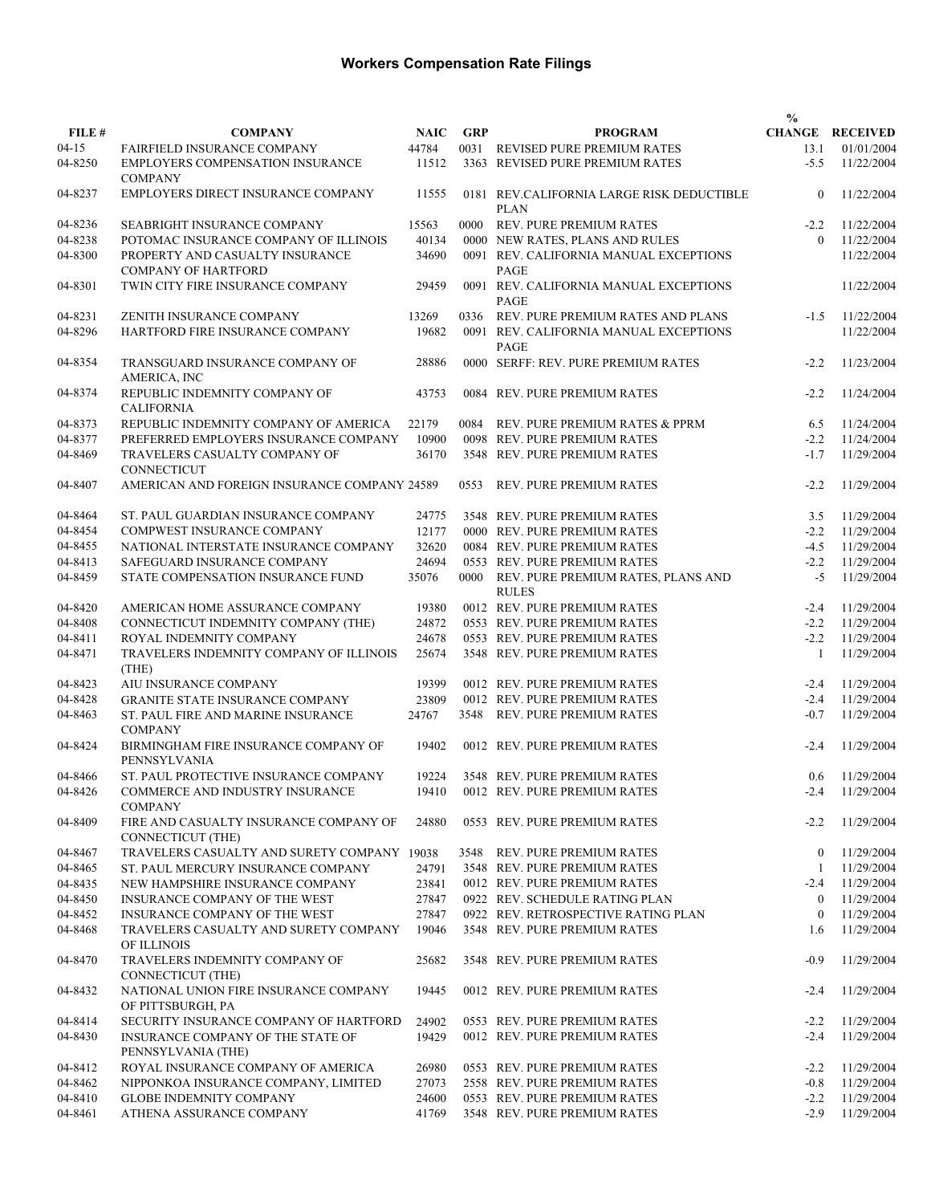# Workers Compensation Rate Filings

| FILE # | COMPANY | NAIC | GRP | PROGRAM | % CHANGE | RECEIVED |
|---|---|---|---|---|---|---|
| 04-15 | FAIRFIELD INSURANCE COMPANY | 44784 | 0031 | REVISED PURE PREMIUM RATES | 13.1 | 01/01/2004 |
| 04-8250 | EMPLOYERS COMPENSATION INSURANCE COMPANY | 11512 | 3363 | REVISED PURE PREMIUM RATES | -5.5 | 11/22/2004 |
| 04-8237 | EMPLOYERS DIRECT INSURANCE COMPANY | 11555 | 0181 | REV.CALIFORNIA LARGE RISK DEDUCTIBLE PLAN | 0 | 11/22/2004 |
| 04-8236 | SEABRIGHT INSURANCE COMPANY | 15563 | 0000 | REV. PURE PREMIUM RATES | -2.2 | 11/22/2004 |
| 04-8238 | POTOMAC INSURANCE COMPANY OF ILLINOIS | 40134 | 0000 | NEW RATES, PLANS AND RULES | 0 | 11/22/2004 |
| 04-8300 | PROPERTY AND CASUALTY INSURANCE COMPANY OF HARTFORD | 34690 | 0091 | REV. CALIFORNIA MANUAL EXCEPTIONS PAGE | | 11/22/2004 |
| 04-8301 | TWIN CITY FIRE INSURANCE COMPANY | 29459 | 0091 | REV. CALIFORNIA MANUAL EXCEPTIONS PAGE | | 11/22/2004 |
| 04-8231 | ZENITH INSURANCE COMPANY | 13269 | 0336 | REV. PURE PREMIUM RATES AND PLANS | -1.5 | 11/22/2004 |
| 04-8296 | HARTFORD FIRE INSURANCE COMPANY | 19682 | 0091 | REV. CALIFORNIA MANUAL EXCEPTIONS PAGE | | 11/22/2004 |
| 04-8354 | TRANSGUARD INSURANCE COMPANY OF AMERICA, INC | 28886 | 0000 | SERFF: REV. PURE PREMIUM RATES | -2.2 | 11/23/2004 |
| 04-8374 | REPUBLIC INDEMNITY COMPANY OF CALIFORNIA | 43753 | 0084 | REV. PURE PREMIUM RATES | -2.2 | 11/24/2004 |
| 04-8373 | REPUBLIC INDEMNITY COMPANY OF AMERICA | 22179 | 0084 | REV. PURE PREMIUM RATES & PPRM | 6.5 | 11/24/2004 |
| 04-8377 | PREFERRED EMPLOYERS INSURANCE COMPANY | 10900 | 0098 | REV. PURE PREMIUM RATES | -2.2 | 11/24/2004 |
| 04-8469 | TRAVELERS CASUALTY COMPANY OF CONNECTICUT | 36170 | 3548 | REV. PURE PREMIUM RATES | -1.7 | 11/29/2004 |
| 04-8407 | AMERICAN AND FOREIGN INSURANCE COMPANY | 24589 | 0553 | REV. PURE PREMIUM RATES | -2.2 | 11/29/2004 |
| 04-8464 | ST. PAUL GUARDIAN INSURANCE COMPANY | 24775 | 3548 | REV. PURE PREMIUM RATES | 3.5 | 11/29/2004 |
| 04-8454 | COMPWEST INSURANCE COMPANY | 12177 | 0000 | REV. PURE PREMIUM RATES | -2.2 | 11/29/2004 |
| 04-8455 | NATIONAL INTERSTATE INSURANCE COMPANY | 32620 | 0084 | REV. PURE PREMIUM RATES | -4.5 | 11/29/2004 |
| 04-8413 | SAFEGUARD INSURANCE COMPANY | 24694 | 0553 | REV. PURE PREMIUM RATES | -2.2 | 11/29/2004 |
| 04-8459 | STATE COMPENSATION INSURANCE FUND | 35076 | 0000 | REV. PURE PREMIUM RATES, PLANS AND RULES | -5 | 11/29/2004 |
| 04-8420 | AMERICAN HOME ASSURANCE COMPANY | 19380 | 0012 | REV. PURE PREMIUM RATES | -2.4 | 11/29/2004 |
| 04-8408 | CONNECTICUT INDEMNITY COMPANY (THE) | 24872 | 0553 | REV. PURE PREMIUM RATES | -2.2 | 11/29/2004 |
| 04-8411 | ROYAL INDEMNITY COMPANY | 24678 | 0553 | REV. PURE PREMIUM RATES | -2.2 | 11/29/2004 |
| 04-8471 | TRAVELERS INDEMNITY COMPANY OF ILLINOIS (THE) | 25674 | 3548 | REV. PURE PREMIUM RATES | 1 | 11/29/2004 |
| 04-8423 | AIU INSURANCE COMPANY | 19399 | 0012 | REV. PURE PREMIUM RATES | -2.4 | 11/29/2004 |
| 04-8428 | GRANITE STATE INSURANCE COMPANY | 23809 | 0012 | REV. PURE PREMIUM RATES | -2.4 | 11/29/2004 |
| 04-8463 | ST. PAUL FIRE AND MARINE INSURANCE COMPANY | 24767 | 3548 | REV. PURE PREMIUM RATES | -0.7 | 11/29/2004 |
| 04-8424 | BIRMINGHAM FIRE INSURANCE COMPANY OF PENNSYLVANIA | 19402 | 0012 | REV. PURE PREMIUM RATES | -2.4 | 11/29/2004 |
| 04-8466 | ST. PAUL PROTECTIVE INSURANCE COMPANY | 19224 | 3548 | REV. PURE PREMIUM RATES | 0.6 | 11/29/2004 |
| 04-8426 | COMMERCE AND INDUSTRY INSURANCE COMPANY | 19410 | 0012 | REV. PURE PREMIUM RATES | -2.4 | 11/29/2004 |
| 04-8409 | FIRE AND CASUALTY INSURANCE COMPANY OF CONNECTICUT (THE) | 24880 | 0553 | REV. PURE PREMIUM RATES | -2.2 | 11/29/2004 |
| 04-8467 | TRAVELERS CASUALTY AND SURETY COMPANY | 19038 | 3548 | REV. PURE PREMIUM RATES | 0 | 11/29/2004 |
| 04-8465 | ST. PAUL MERCURY INSURANCE COMPANY | 24791 | 3548 | REV. PURE PREMIUM RATES | 1 | 11/29/2004 |
| 04-8435 | NEW HAMPSHIRE INSURANCE COMPANY | 23841 | 0012 | REV. PURE PREMIUM RATES | -2.4 | 11/29/2004 |
| 04-8450 | INSURANCE COMPANY OF THE WEST | 27847 | 0922 | REV. SCHEDULE RATING PLAN | 0 | 11/29/2004 |
| 04-8452 | INSURANCE COMPANY OF THE WEST | 27847 | 0922 | REV. RETROSPECTIVE RATING PLAN | 0 | 11/29/2004 |
| 04-8468 | TRAVELERS CASUALTY AND SURETY COMPANY OF ILLINOIS | 19046 | 3548 | REV. PURE PREMIUM RATES | 1.6 | 11/29/2004 |
| 04-8470 | TRAVELERS INDEMNITY COMPANY OF CONNECTICUT (THE) | 25682 | 3548 | REV. PURE PREMIUM RATES | -0.9 | 11/29/2004 |
| 04-8432 | NATIONAL UNION FIRE INSURANCE COMPANY OF PITTSBURGH, PA | 19445 | 0012 | REV. PURE PREMIUM RATES | -2.4 | 11/29/2004 |
| 04-8414 | SECURITY INSURANCE COMPANY OF HARTFORD | 24902 | 0553 | REV. PURE PREMIUM RATES | -2.2 | 11/29/2004 |
| 04-8430 | INSURANCE COMPANY OF THE STATE OF PENNSYLVANIA (THE) | 19429 | 0012 | REV. PURE PREMIUM RATES | -2.4 | 11/29/2004 |
| 04-8412 | ROYAL INSURANCE COMPANY OF AMERICA | 26980 | 0553 | REV. PURE PREMIUM RATES | -2.2 | 11/29/2004 |
| 04-8462 | NIPPONKOA INSURANCE COMPANY, LIMITED | 27073 | 2558 | REV. PURE PREMIUM RATES | -0.8 | 11/29/2004 |
| 04-8410 | GLOBE INDEMNITY COMPANY | 24600 | 0553 | REV. PURE PREMIUM RATES | -2.2 | 11/29/2004 |
| 04-8461 | ATHENA ASSURANCE COMPANY | 41769 | 3548 | REV. PURE PREMIUM RATES | -2.9 | 11/29/2004 |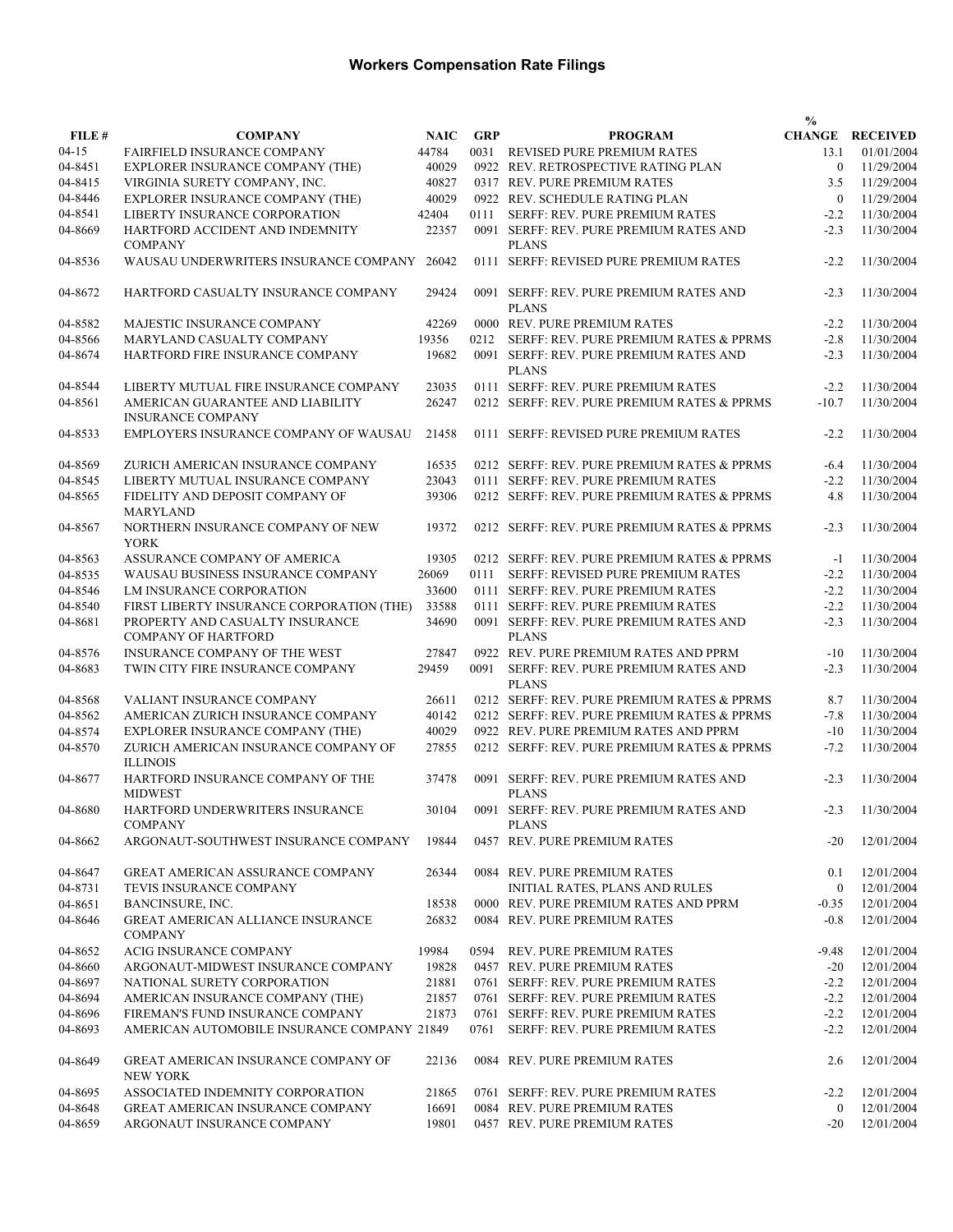# Workers Compensation Rate Filings

| FILE # | COMPANY | NAIC | GRP | PROGRAM | % CHANGE | RECEIVED |
|---|---|---|---|---|---|---|
| 04-15 | FAIRFIELD INSURANCE COMPANY | 44784 | 0031 | REVISED PURE PREMIUM RATES | 13.1 | 01/01/2004 |
| 04-8451 | EXPLORER INSURANCE COMPANY (THE) | 40029 | 0922 | REV. RETROSPECTIVE RATING PLAN | 0 | 11/29/2004 |
| 04-8415 | VIRGINIA SURETY COMPANY, INC. | 40827 | 0317 | REV. PURE PREMIUM RATES | 3.5 | 11/29/2004 |
| 04-8446 | EXPLORER INSURANCE COMPANY (THE) | 40029 | 0922 | REV. SCHEDULE RATING PLAN | 0 | 11/29/2004 |
| 04-8541 | LIBERTY INSURANCE CORPORATION | 42404 | 0111 | SERFF: REV. PURE PREMIUM RATES | -2.2 | 11/30/2004 |
| 04-8669 | HARTFORD ACCIDENT AND INDEMNITY COMPANY | 22357 | 0091 | SERFF: REV. PURE PREMIUM RATES AND PLANS | -2.3 | 11/30/2004 |
| 04-8536 | WAUSAU UNDERWRITERS INSURANCE COMPANY | 26042 | 0111 | SERFF: REVISED PURE PREMIUM RATES | -2.2 | 11/30/2004 |
| 04-8672 | HARTFORD CASUALTY INSURANCE COMPANY | 29424 | 0091 | SERFF: REV. PURE PREMIUM RATES AND PLANS | -2.3 | 11/30/2004 |
| 04-8582 | MAJESTIC INSURANCE COMPANY | 42269 | 0000 | REV. PURE PREMIUM RATES | -2.2 | 11/30/2004 |
| 04-8566 | MARYLAND CASUALTY COMPANY | 19356 | 0212 | SERFF: REV. PURE PREMIUM RATES & PPRMS | -2.8 | 11/30/2004 |
| 04-8674 | HARTFORD FIRE INSURANCE COMPANY | 19682 | 0091 | SERFF: REV. PURE PREMIUM RATES AND PLANS | -2.3 | 11/30/2004 |
| 04-8544 | LIBERTY MUTUAL FIRE INSURANCE COMPANY | 23035 | 0111 | SERFF: REV. PURE PREMIUM RATES | -2.2 | 11/30/2004 |
| 04-8561 | AMERICAN GUARANTEE AND LIABILITY INSURANCE COMPANY | 26247 | 0212 | SERFF: REV. PURE PREMIUM RATES & PPRMS | -10.7 | 11/30/2004 |
| 04-8533 | EMPLOYERS INSURANCE COMPANY OF WAUSAU | 21458 | 0111 | SERFF: REVISED PURE PREMIUM RATES | -2.2 | 11/30/2004 |
| 04-8569 | ZURICH AMERICAN INSURANCE COMPANY | 16535 | 0212 | SERFF: REV. PURE PREMIUM RATES & PPRMS | -6.4 | 11/30/2004 |
| 04-8545 | LIBERTY MUTUAL INSURANCE COMPANY | 23043 | 0111 | SERFF: REV. PURE PREMIUM RATES | -2.2 | 11/30/2004 |
| 04-8565 | FIDELITY AND DEPOSIT COMPANY OF MARYLAND | 39306 | 0212 | SERFF: REV. PURE PREMIUM RATES & PPRMS | 4.8 | 11/30/2004 |
| 04-8567 | NORTHERN INSURANCE COMPANY OF NEW YORK | 19372 | 0212 | SERFF: REV. PURE PREMIUM RATES & PPRMS | -2.3 | 11/30/2004 |
| 04-8563 | ASSURANCE COMPANY OF AMERICA | 19305 | 0212 | SERFF: REV. PURE PREMIUM RATES & PPRMS | -1 | 11/30/2004 |
| 04-8535 | WAUSAU BUSINESS INSURANCE COMPANY | 26069 | 0111 | SERFF: REVISED PURE PREMIUM RATES | -2.2 | 11/30/2004 |
| 04-8546 | LM INSURANCE CORPORATION | 33600 | 0111 | SERFF: REV. PURE PREMIUM RATES | -2.2 | 11/30/2004 |
| 04-8540 | FIRST LIBERTY INSURANCE CORPORATION (THE) | 33588 | 0111 | SERFF: REV. PURE PREMIUM RATES | -2.2 | 11/30/2004 |
| 04-8681 | PROPERTY AND CASUALTY INSURANCE COMPANY OF HARTFORD | 34690 | 0091 | SERFF: REV. PURE PREMIUM RATES AND PLANS | -2.3 | 11/30/2004 |
| 04-8576 | INSURANCE COMPANY OF THE WEST | 27847 | 0922 | REV. PURE PREMIUM RATES AND PPRM | -10 | 11/30/2004 |
| 04-8683 | TWIN CITY FIRE INSURANCE COMPANY | 29459 | 0091 | SERFF: REV. PURE PREMIUM RATES AND PLANS | -2.3 | 11/30/2004 |
| 04-8568 | VALIANT INSURANCE COMPANY | 26611 | 0212 | SERFF: REV. PURE PREMIUM RATES & PPRMS | 8.7 | 11/30/2004 |
| 04-8562 | AMERICAN ZURICH INSURANCE COMPANY | 40142 | 0212 | SERFF: REV. PURE PREMIUM RATES & PPRMS | -7.8 | 11/30/2004 |
| 04-8574 | EXPLORER INSURANCE COMPANY (THE) | 40029 | 0922 | REV. PURE PREMIUM RATES AND PPRM | -10 | 11/30/2004 |
| 04-8570 | ZURICH AMERICAN INSURANCE COMPANY OF ILLINOIS | 27855 | 0212 | SERFF: REV. PURE PREMIUM RATES & PPRMS | -7.2 | 11/30/2004 |
| 04-8677 | HARTFORD INSURANCE COMPANY OF THE MIDWEST | 37478 | 0091 | SERFF: REV. PURE PREMIUM RATES AND PLANS | -2.3 | 11/30/2004 |
| 04-8680 | HARTFORD UNDERWRITERS INSURANCE COMPANY | 30104 | 0091 | SERFF: REV. PURE PREMIUM RATES AND PLANS | -2.3 | 11/30/2004 |
| 04-8662 | ARGONAUT-SOUTHWEST INSURANCE COMPANY | 19844 | 0457 | REV. PURE PREMIUM RATES | -20 | 12/01/2004 |
| 04-8647 | GREAT AMERICAN ASSURANCE COMPANY | 26344 | 0084 | REV. PURE PREMIUM RATES | 0.1 | 12/01/2004 |
| 04-8731 | TEVIS INSURANCE COMPANY | | | INITIAL RATES, PLANS AND RULES | 0 | 12/01/2004 |
| 04-8651 | BANCINSURE, INC. | 18538 | 0000 | REV. PURE PREMIUM RATES AND PPRM | -0.35 | 12/01/2004 |
| 04-8646 | GREAT AMERICAN ALLIANCE INSURANCE COMPANY | 26832 | 0084 | REV. PURE PREMIUM RATES | -0.8 | 12/01/2004 |
| 04-8652 | ACIG INSURANCE COMPANY | 19984 | 0594 | REV. PURE PREMIUM RATES | -9.48 | 12/01/2004 |
| 04-8660 | ARGONAUT-MIDWEST INSURANCE COMPANY | 19828 | 0457 | REV. PURE PREMIUM RATES | -20 | 12/01/2004 |
| 04-8697 | NATIONAL SURETY CORPORATION | 21881 | 0761 | SERFF: REV. PURE PREMIUM RATES | -2.2 | 12/01/2004 |
| 04-8694 | AMERICAN INSURANCE COMPANY (THE) | 21857 | 0761 | SERFF: REV. PURE PREMIUM RATES | -2.2 | 12/01/2004 |
| 04-8696 | FIREMAN'S FUND INSURANCE COMPANY | 21873 | 0761 | SERFF: REV. PURE PREMIUM RATES | -2.2 | 12/01/2004 |
| 04-8693 | AMERICAN AUTOMOBILE INSURANCE COMPANY | 21849 | 0761 | SERFF: REV. PURE PREMIUM RATES | -2.2 | 12/01/2004 |
| 04-8649 | GREAT AMERICAN INSURANCE COMPANY OF NEW YORK | 22136 | 0084 | REV. PURE PREMIUM RATES | 2.6 | 12/01/2004 |
| 04-8695 | ASSOCIATED INDEMNITY CORPORATION | 21865 | 0761 | SERFF: REV. PURE PREMIUM RATES | -2.2 | 12/01/2004 |
| 04-8648 | GREAT AMERICAN INSURANCE COMPANY | 16691 | 0084 | REV. PURE PREMIUM RATES | 0 | 12/01/2004 |
| 04-8659 | ARGONAUT INSURANCE COMPANY | 19801 | 0457 | REV. PURE PREMIUM RATES | -20 | 12/01/2004 |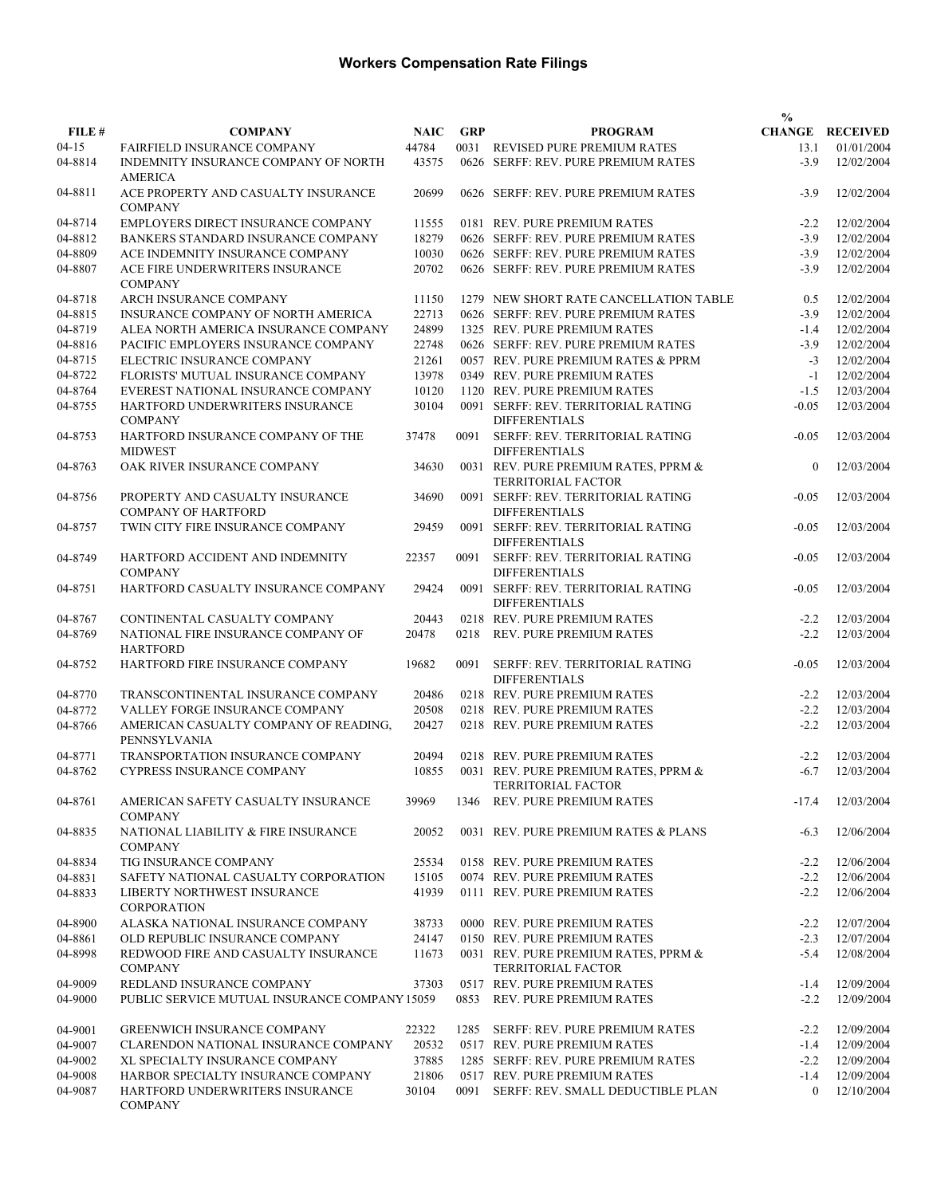# Workers Compensation Rate Filings

| FILE # | COMPANY | NAIC | GRP | PROGRAM | % CHANGE | RECEIVED |
|---|---|---|---|---|---|---|
| 04-15 | FAIRFIELD INSURANCE COMPANY | 44784 | 0031 | REVISED PURE PREMIUM RATES | 13.1 | 01/01/2004 |
| 04-8814 | INDEMNITY INSURANCE COMPANY OF NORTH AMERICA | 43575 | 0626 | SERFF: REV. PURE PREMIUM RATES | -3.9 | 12/02/2004 |
| 04-8811 | ACE PROPERTY AND CASUALTY INSURANCE COMPANY | 20699 | 0626 | SERFF: REV. PURE PREMIUM RATES | -3.9 | 12/02/2004 |
| 04-8714 | EMPLOYERS DIRECT INSURANCE COMPANY | 11555 | 0181 | REV. PURE PREMIUM RATES | -2.2 | 12/02/2004 |
| 04-8812 | BANKERS STANDARD INSURANCE COMPANY | 18279 | 0626 | SERFF: REV. PURE PREMIUM RATES | -3.9 | 12/02/2004 |
| 04-8809 | ACE INDEMNITY INSURANCE COMPANY | 10030 | 0626 | SERFF: REV. PURE PREMIUM RATES | -3.9 | 12/02/2004 |
| 04-8807 | ACE FIRE UNDERWRITERS INSURANCE COMPANY | 20702 | 0626 | SERFF: REV. PURE PREMIUM RATES | -3.9 | 12/02/2004 |
| 04-8718 | ARCH INSURANCE COMPANY | 11150 | 1279 | NEW SHORT RATE CANCELLATION TABLE | 0.5 | 12/02/2004 |
| 04-8815 | INSURANCE COMPANY OF NORTH AMERICA | 22713 | 0626 | SERFF: REV. PURE PREMIUM RATES | -3.9 | 12/02/2004 |
| 04-8719 | ALEA NORTH AMERICA INSURANCE COMPANY | 24899 | 1325 | REV. PURE PREMIUM RATES | -1.4 | 12/02/2004 |
| 04-8816 | PACIFIC EMPLOYERS INSURANCE COMPANY | 22748 | 0626 | SERFF: REV. PURE PREMIUM RATES | -3.9 | 12/02/2004 |
| 04-8715 | ELECTRIC INSURANCE COMPANY | 21261 | 0057 | REV. PURE PREMIUM RATES & PPRM | -3 | 12/02/2004 |
| 04-8722 | FLORISTS' MUTUAL INSURANCE COMPANY | 13978 | 0349 | REV. PURE PREMIUM RATES | -1 | 12/02/2004 |
| 04-8764 | EVEREST NATIONAL INSURANCE COMPANY | 10120 | 1120 | REV. PURE PREMIUM RATES | -1.5 | 12/03/2004 |
| 04-8755 | HARTFORD UNDERWRITERS INSURANCE COMPANY | 30104 | 0091 | SERFF: REV. TERRITORIAL RATING DIFFERENTIALS | -0.05 | 12/03/2004 |
| 04-8753 | HARTFORD INSURANCE COMPANY OF THE MIDWEST | 37478 | 0091 | SERFF: REV. TERRITORIAL RATING DIFFERENTIALS | -0.05 | 12/03/2004 |
| 04-8763 | OAK RIVER INSURANCE COMPANY | 34630 | 0031 | REV. PURE PREMIUM RATES, PPRM & TERRITORIAL FACTOR | 0 | 12/03/2004 |
| 04-8756 | PROPERTY AND CASUALTY INSURANCE COMPANY OF HARTFORD | 34690 | 0091 | SERFF: REV. TERRITORIAL RATING DIFFERENTIALS | -0.05 | 12/03/2004 |
| 04-8757 | TWIN CITY FIRE INSURANCE COMPANY | 29459 | 0091 | SERFF: REV. TERRITORIAL RATING DIFFERENTIALS | -0.05 | 12/03/2004 |
| 04-8749 | HARTFORD ACCIDENT AND INDEMNITY COMPANY | 22357 | 0091 | SERFF: REV. TERRITORIAL RATING DIFFERENTIALS | -0.05 | 12/03/2004 |
| 04-8751 | HARTFORD CASUALTY INSURANCE COMPANY | 29424 | 0091 | SERFF: REV. TERRITORIAL RATING DIFFERENTIALS | -0.05 | 12/03/2004 |
| 04-8767 | CONTINENTAL CASUALTY COMPANY | 20443 | 0218 | REV. PURE PREMIUM RATES | -2.2 | 12/03/2004 |
| 04-8769 | NATIONAL FIRE INSURANCE COMPANY OF HARTFORD | 20478 | 0218 | REV. PURE PREMIUM RATES | -2.2 | 12/03/2004 |
| 04-8752 | HARTFORD FIRE INSURANCE COMPANY | 19682 | 0091 | SERFF: REV. TERRITORIAL RATING DIFFERENTIALS | -0.05 | 12/03/2004 |
| 04-8770 | TRANSCONTINENTAL INSURANCE COMPANY | 20486 | 0218 | REV. PURE PREMIUM RATES | -2.2 | 12/03/2004 |
| 04-8772 | VALLEY FORGE INSURANCE COMPANY | 20508 | 0218 | REV. PURE PREMIUM RATES | -2.2 | 12/03/2004 |
| 04-8766 | AMERICAN CASUALTY COMPANY OF READING, PENNSYLVANIA | 20427 | 0218 | REV. PURE PREMIUM RATES | -2.2 | 12/03/2004 |
| 04-8771 | TRANSPORTATION INSURANCE COMPANY | 20494 | 0218 | REV. PURE PREMIUM RATES | -2.2 | 12/03/2004 |
| 04-8762 | CYPRESS INSURANCE COMPANY | 10855 | 0031 | REV. PURE PREMIUM RATES, PPRM & TERRITORIAL FACTOR | -6.7 | 12/03/2004 |
| 04-8761 | AMERICAN SAFETY CASUALTY INSURANCE COMPANY | 39969 | 1346 | REV. PURE PREMIUM RATES | -17.4 | 12/03/2004 |
| 04-8835 | NATIONAL LIABILITY & FIRE INSURANCE COMPANY | 20052 | 0031 | REV. PURE PREMIUM RATES & PLANS | -6.3 | 12/06/2004 |
| 04-8834 | TIG INSURANCE COMPANY | 25534 | 0158 | REV. PURE PREMIUM RATES | -2.2 | 12/06/2004 |
| 04-8831 | SAFETY NATIONAL CASUALTY CORPORATION | 15105 | 0074 | REV. PURE PREMIUM RATES | -2.2 | 12/06/2004 |
| 04-8833 | LIBERTY NORTHWEST INSURANCE CORPORATION | 41939 | 0111 | REV. PURE PREMIUM RATES | -2.2 | 12/06/2004 |
| 04-8900 | ALASKA NATIONAL INSURANCE COMPANY | 38733 | 0000 | REV. PURE PREMIUM RATES | -2.2 | 12/07/2004 |
| 04-8861 | OLD REPUBLIC INSURANCE COMPANY | 24147 | 0150 | REV. PURE PREMIUM RATES | -2.3 | 12/07/2004 |
| 04-8998 | REDWOOD FIRE AND CASUALTY INSURANCE COMPANY | 11673 | 0031 | REV. PURE PREMIUM RATES, PPRM & TERRITORIAL FACTOR | -5.4 | 12/08/2004 |
| 04-9009 | REDLAND INSURANCE COMPANY | 37303 | 0517 | REV. PURE PREMIUM RATES | -1.4 | 12/09/2004 |
| 04-9000 | PUBLIC SERVICE MUTUAL INSURANCE COMPANY | 15059 | 0853 | REV. PURE PREMIUM RATES | -2.2 | 12/09/2004 |
| 04-9001 | GREENWICH INSURANCE COMPANY | 22322 | 1285 | SERFF: REV. PURE PREMIUM RATES | -2.2 | 12/09/2004 |
| 04-9007 | CLARENDON NATIONAL INSURANCE COMPANY | 20532 | 0517 | REV. PURE PREMIUM RATES | -1.4 | 12/09/2004 |
| 04-9002 | XL SPECIALTY INSURANCE COMPANY | 37885 | 1285 | SERFF: REV. PURE PREMIUM RATES | -2.2 | 12/09/2004 |
| 04-9008 | HARBOR SPECIALTY INSURANCE COMPANY | 21806 | 0517 | REV. PURE PREMIUM RATES | -1.4 | 12/09/2004 |
| 04-9087 | HARTFORD UNDERWRITERS INSURANCE COMPANY | 30104 | 0091 | SERFF: REV. SMALL DEDUCTIBLE PLAN | 0 | 12/10/2004 |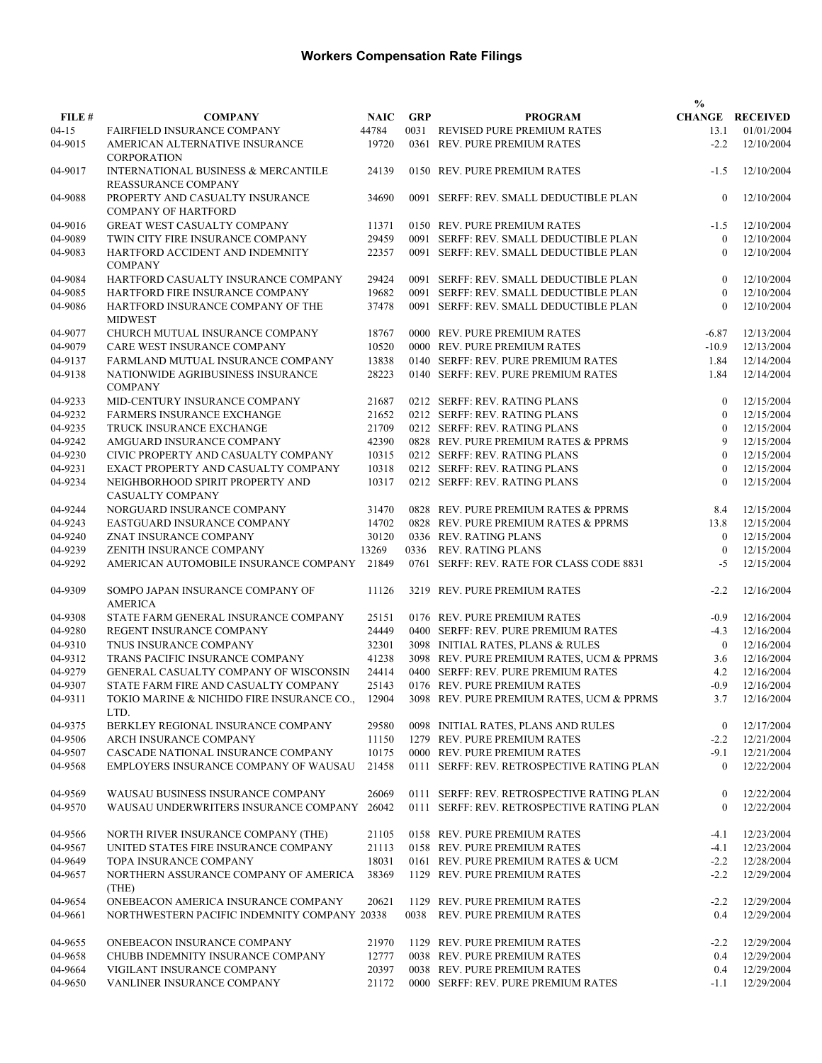# Workers Compensation Rate Filings

| FILE # | COMPANY | NAIC | GRP | PROGRAM | % CHANGE | RECEIVED |
|---|---|---|---|---|---|---|
| 04-15 | FAIRFIELD INSURANCE COMPANY | 44784 | 0031 | REVISED PURE PREMIUM RATES | 13.1 | 01/01/2004 |
| 04-9015 | AMERICAN ALTERNATIVE INSURANCE CORPORATION | 19720 | 0361 | REV. PURE PREMIUM RATES | -2.2 | 12/10/2004 |
| 04-9017 | INTERNATIONAL BUSINESS & MERCANTILE REASSURANCE COMPANY | 24139 | 0150 | REV. PURE PREMIUM RATES | -1.5 | 12/10/2004 |
| 04-9088 | PROPERTY AND CASUALTY INSURANCE COMPANY OF HARTFORD | 34690 | 0091 | SERFF: REV. SMALL DEDUCTIBLE PLAN | 0 | 12/10/2004 |
| 04-9016 | GREAT WEST CASUALTY COMPANY | 11371 | 0150 | REV. PURE PREMIUM RATES | -1.5 | 12/10/2004 |
| 04-9089 | TWIN CITY FIRE INSURANCE COMPANY | 29459 | 0091 | SERFF: REV. SMALL DEDUCTIBLE PLAN | 0 | 12/10/2004 |
| 04-9083 | HARTFORD ACCIDENT AND INDEMNITY COMPANY | 22357 | 0091 | SERFF: REV. SMALL DEDUCTIBLE PLAN | 0 | 12/10/2004 |
| 04-9084 | HARTFORD CASUALTY INSURANCE COMPANY | 29424 | 0091 | SERFF: REV. SMALL DEDUCTIBLE PLAN | 0 | 12/10/2004 |
| 04-9085 | HARTFORD FIRE INSURANCE COMPANY | 19682 | 0091 | SERFF: REV. SMALL DEDUCTIBLE PLAN | 0 | 12/10/2004 |
| 04-9086 | HARTFORD INSURANCE COMPANY OF THE MIDWEST | 37478 | 0091 | SERFF: REV. SMALL DEDUCTIBLE PLAN | 0 | 12/10/2004 |
| 04-9077 | CHURCH MUTUAL INSURANCE COMPANY | 18767 | 0000 | REV. PURE PREMIUM RATES | -6.87 | 12/13/2004 |
| 04-9079 | CARE WEST INSURANCE COMPANY | 10520 | 0000 | REV. PURE PREMIUM RATES | -10.9 | 12/13/2004 |
| 04-9137 | FARMLAND MUTUAL INSURANCE COMPANY | 13838 | 0140 | SERFF: REV. PURE PREMIUM RATES | 1.84 | 12/14/2004 |
| 04-9138 | NATIONWIDE AGRIBUSINESS INSURANCE COMPANY | 28223 | 0140 | SERFF: REV. PURE PREMIUM RATES | 1.84 | 12/14/2004 |
| 04-9233 | MID-CENTURY INSURANCE COMPANY | 21687 | 0212 | SERFF: REV. RATING PLANS | 0 | 12/15/2004 |
| 04-9232 | FARMERS INSURANCE EXCHANGE | 21652 | 0212 | SERFF: REV. RATING PLANS | 0 | 12/15/2004 |
| 04-9235 | TRUCK INSURANCE EXCHANGE | 21709 | 0212 | SERFF: REV. RATING PLANS | 0 | 12/15/2004 |
| 04-9242 | AMGUARD INSURANCE COMPANY | 42390 | 0828 | REV. PURE PREMIUM RATES & PPRMS | 9 | 12/15/2004 |
| 04-9230 | CIVIC PROPERTY AND CASUALTY COMPANY | 10315 | 0212 | SERFF: REV. RATING PLANS | 0 | 12/15/2004 |
| 04-9231 | EXACT PROPERTY AND CASUALTY COMPANY | 10318 | 0212 | SERFF: REV. RATING PLANS | 0 | 12/15/2004 |
| 04-9234 | NEIGHBORHOOD SPIRIT PROPERTY AND CASUALTY COMPANY | 10317 | 0212 | SERFF: REV. RATING PLANS | 0 | 12/15/2004 |
| 04-9244 | NORGUARD INSURANCE COMPANY | 31470 | 0828 | REV. PURE PREMIUM RATES & PPRMS | 8.4 | 12/15/2004 |
| 04-9243 | EASTGUARD INSURANCE COMPANY | 14702 | 0828 | REV. PURE PREMIUM RATES & PPRMS | 13.8 | 12/15/2004 |
| 04-9240 | ZNAT INSURANCE COMPANY | 30120 | 0336 | REV. RATING PLANS | 0 | 12/15/2004 |
| 04-9239 | ZENITH INSURANCE COMPANY | 13269 | 0336 | REV. RATING PLANS | 0 | 12/15/2004 |
| 04-9292 | AMERICAN AUTOMOBILE INSURANCE COMPANY | 21849 | 0761 | SERFF: REV. RATE FOR CLASS CODE 8831 | -5 | 12/15/2004 |
| 04-9309 | SOMPO JAPAN INSURANCE COMPANY OF AMERICA | 11126 | 3219 | REV. PURE PREMIUM RATES | -2.2 | 12/16/2004 |
| 04-9308 | STATE FARM GENERAL INSURANCE COMPANY | 25151 | 0176 | REV. PURE PREMIUM RATES | -0.9 | 12/16/2004 |
| 04-9280 | REGENT INSURANCE COMPANY | 24449 | 0400 | SERFF: REV. PURE PREMIUM RATES | -4.3 | 12/16/2004 |
| 04-9310 | TNUS INSURANCE COMPANY | 32301 | 3098 | INITIAL RATES, PLANS & RULES | 0 | 12/16/2004 |
| 04-9312 | TRANS PACIFIC INSURANCE COMPANY | 41238 | 3098 | REV. PURE PREMIUM RATES, UCM & PPRMS | 3.6 | 12/16/2004 |
| 04-9279 | GENERAL CASUALTY COMPANY OF WISCONSIN | 24414 | 0400 | SERFF: REV. PURE PREMIUM RATES | 4.2 | 12/16/2004 |
| 04-9307 | STATE FARM FIRE AND CASUALTY COMPANY | 25143 | 0176 | REV. PURE PREMIUM RATES | -0.9 | 12/16/2004 |
| 04-9311 | TOKIO MARINE & NICHIDO FIRE INSURANCE CO., LTD. | 12904 | 3098 | REV. PURE PREMIUM RATES, UCM & PPRMS | 3.7 | 12/16/2004 |
| 04-9375 | BERKLEY REGIONAL INSURANCE COMPANY | 29580 | 0098 | INITIAL RATES, PLANS AND RULES | 0 | 12/17/2004 |
| 04-9506 | ARCH INSURANCE COMPANY | 11150 | 1279 | REV. PURE PREMIUM RATES | -2.2 | 12/21/2004 |
| 04-9507 | CASCADE NATIONAL INSURANCE COMPANY | 10175 | 0000 | REV. PURE PREMIUM RATES | -9.1 | 12/21/2004 |
| 04-9568 | EMPLOYERS INSURANCE COMPANY OF WAUSAU | 21458 | 0111 | SERFF: REV. RETROSPECTIVE RATING PLAN | 0 | 12/22/2004 |
| 04-9569 | WAUSAU BUSINESS INSURANCE COMPANY | 26069 | 0111 | SERFF: REV. RETROSPECTIVE RATING PLAN | 0 | 12/22/2004 |
| 04-9570 | WAUSAU UNDERWRITERS INSURANCE COMPANY | 26042 | 0111 | SERFF: REV. RETROSPECTIVE RATING PLAN | 0 | 12/22/2004 |
| 04-9566 | NORTH RIVER INSURANCE COMPANY (THE) | 21105 | 0158 | REV. PURE PREMIUM RATES | -4.1 | 12/23/2004 |
| 04-9567 | UNITED STATES FIRE INSURANCE COMPANY | 21113 | 0158 | REV. PURE PREMIUM RATES | -4.1 | 12/23/2004 |
| 04-9649 | TOPA INSURANCE COMPANY | 18031 | 0161 | REV. PURE PREMIUM RATES & UCM | -2.2 | 12/28/2004 |
| 04-9657 | NORTHERN ASSURANCE COMPANY OF AMERICA (THE) | 38369 | 1129 | REV. PURE PREMIUM RATES | -2.2 | 12/29/2004 |
| 04-9654 | ONEBEACON AMERICA INSURANCE COMPANY | 20621 | 1129 | REV. PURE PREMIUM RATES | -2.2 | 12/29/2004 |
| 04-9661 | NORTHWESTERN PACIFIC INDEMNITY COMPANY | 20338 | 0038 | REV. PURE PREMIUM RATES | 0.4 | 12/29/2004 |
| 04-9655 | ONEBEACON INSURANCE COMPANY | 21970 | 1129 | REV. PURE PREMIUM RATES | -2.2 | 12/29/2004 |
| 04-9658 | CHUBB INDEMNITY INSURANCE COMPANY | 12777 | 0038 | REV. PURE PREMIUM RATES | 0.4 | 12/29/2004 |
| 04-9664 | VIGILANT INSURANCE COMPANY | 20397 | 0038 | REV. PURE PREMIUM RATES | 0.4 | 12/29/2004 |
| 04-9650 | VANLINER INSURANCE COMPANY | 21172 | 0000 | SERFF: REV. PURE PREMIUM RATES | -1.1 | 12/29/2004 |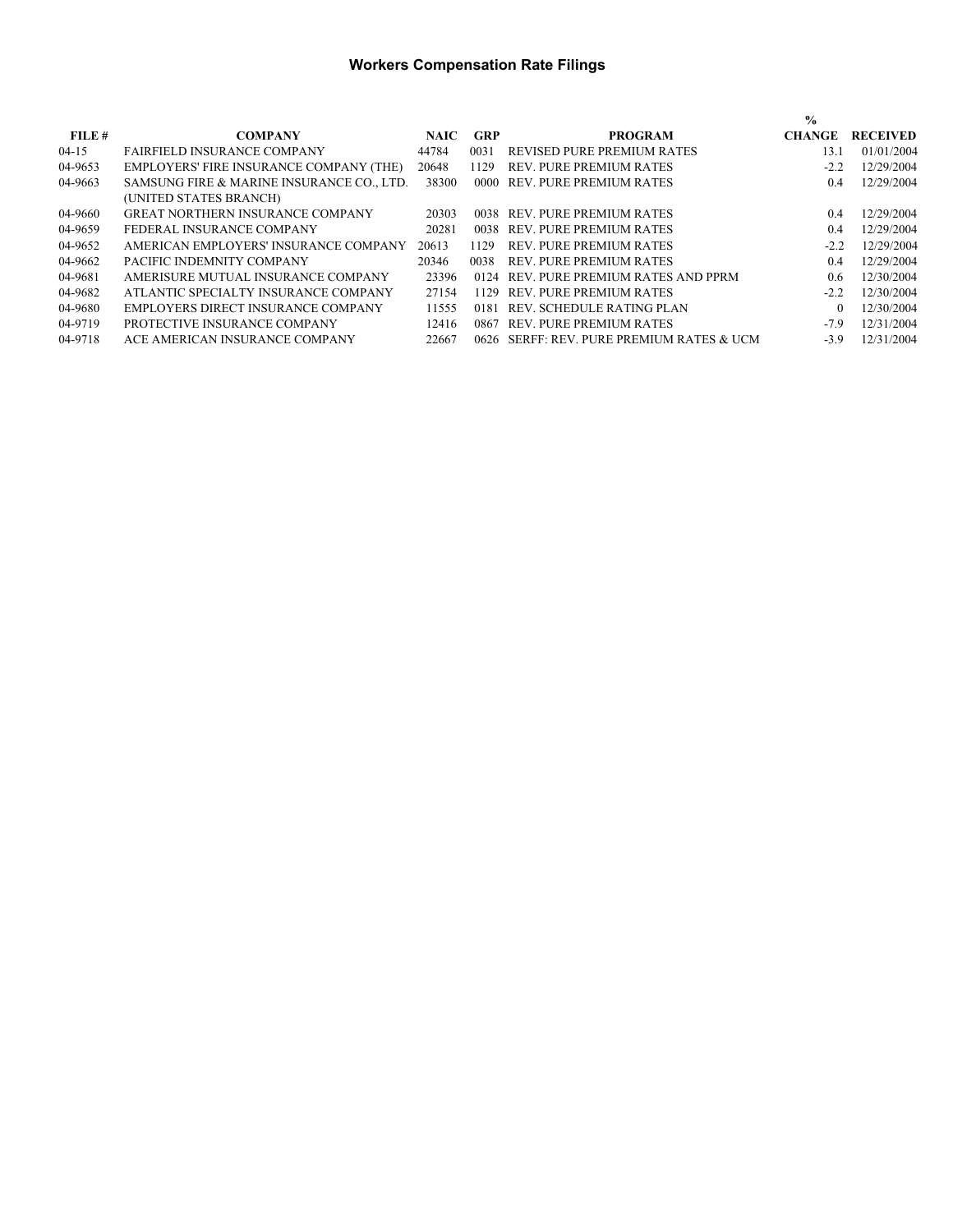# Workers Compensation Rate Filings

| FILE # | COMPANY | NAIC | GRP | PROGRAM | % CHANGE | RECEIVED |
|---|---|---|---|---|---|---|
| 04-15 | FAIRFIELD INSURANCE COMPANY | 44784 | 0031 | REVISED PURE PREMIUM RATES | 13.1 | 01/01/2004 |
| 04-9653 | EMPLOYERS' FIRE INSURANCE COMPANY (THE) | 20648 | 1129 | REV. PURE PREMIUM RATES | -2.2 | 12/29/2004 |
| 04-9663 | SAMSUNG FIRE & MARINE INSURANCE CO., LTD. (UNITED STATES BRANCH) | 38300 | 0000 | REV. PURE PREMIUM RATES | 0.4 | 12/29/2004 |
| 04-9660 | GREAT NORTHERN INSURANCE COMPANY | 20303 | 0038 | REV. PURE PREMIUM RATES | 0.4 | 12/29/2004 |
| 04-9659 | FEDERAL INSURANCE COMPANY | 20281 | 0038 | REV. PURE PREMIUM RATES | 0.4 | 12/29/2004 |
| 04-9652 | AMERICAN EMPLOYERS' INSURANCE COMPANY | 20613 | 1129 | REV. PURE PREMIUM RATES | -2.2 | 12/29/2004 |
| 04-9662 | PACIFIC INDEMNITY COMPANY | 20346 | 0038 | REV. PURE PREMIUM RATES | 0.4 | 12/29/2004 |
| 04-9681 | AMERISURE MUTUAL INSURANCE COMPANY | 23396 | 0124 | REV. PURE PREMIUM RATES AND PPRM | 0.6 | 12/30/2004 |
| 04-9682 | ATLANTIC SPECIALTY INSURANCE COMPANY | 27154 | 1129 | REV. PURE PREMIUM RATES | -2.2 | 12/30/2004 |
| 04-9680 | EMPLOYERS DIRECT INSURANCE COMPANY | 11555 | 0181 | REV. SCHEDULE RATING PLAN | 0 | 12/30/2004 |
| 04-9719 | PROTECTIVE INSURANCE COMPANY | 12416 | 0867 | REV. PURE PREMIUM RATES | -7.9 | 12/31/2004 |
| 04-9718 | ACE AMERICAN INSURANCE COMPANY | 22667 | 0626 | SERFF: REV. PURE PREMIUM RATES & UCM | -3.9 | 12/31/2004 |